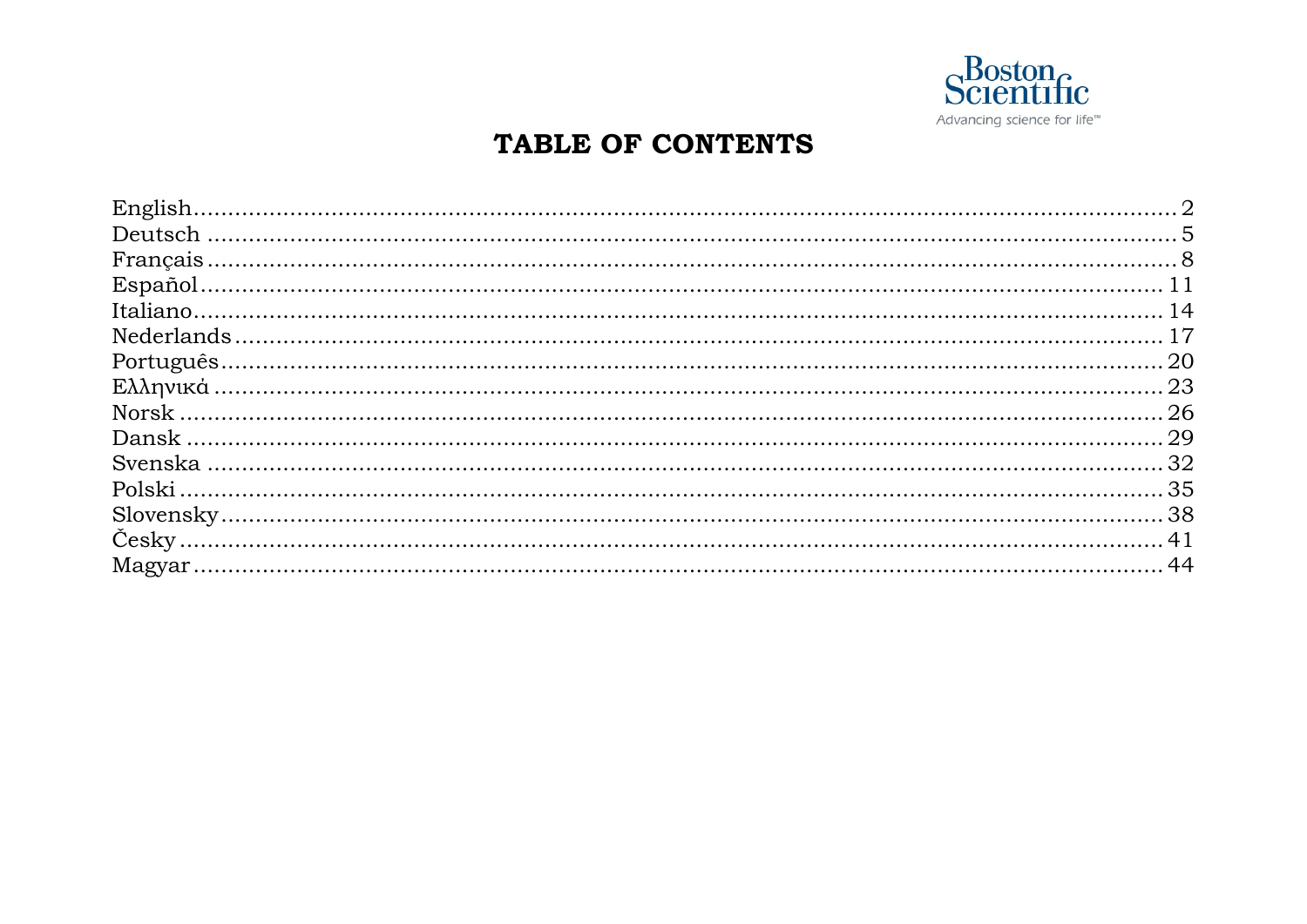Boston Scientific
Advancing science for life™

# TABLE OF CONTENTS

English ........................................................................................................................ 2
Deutsch ........................................................................................................................ 5
Français ........................................................................................................................ 8
Español ........................................................................................................................ 11
Italiano ........................................................................................................................ 14
Nederlands ........................................................................................................................ 17
Português ........................................................................................................................ 20
Ελληνικά ........................................................................................................................ 23
Norsk ........................................................................................................................ 26
Dansk ........................................................................................................................ 29
Svenska ........................................................................................................................ 32
Polski ........................................................................................................................ 35
Slovensky ........................................................................................................................ 38
Česky ........................................................................................................................ 41
Magyar ........................................................................................................................ 44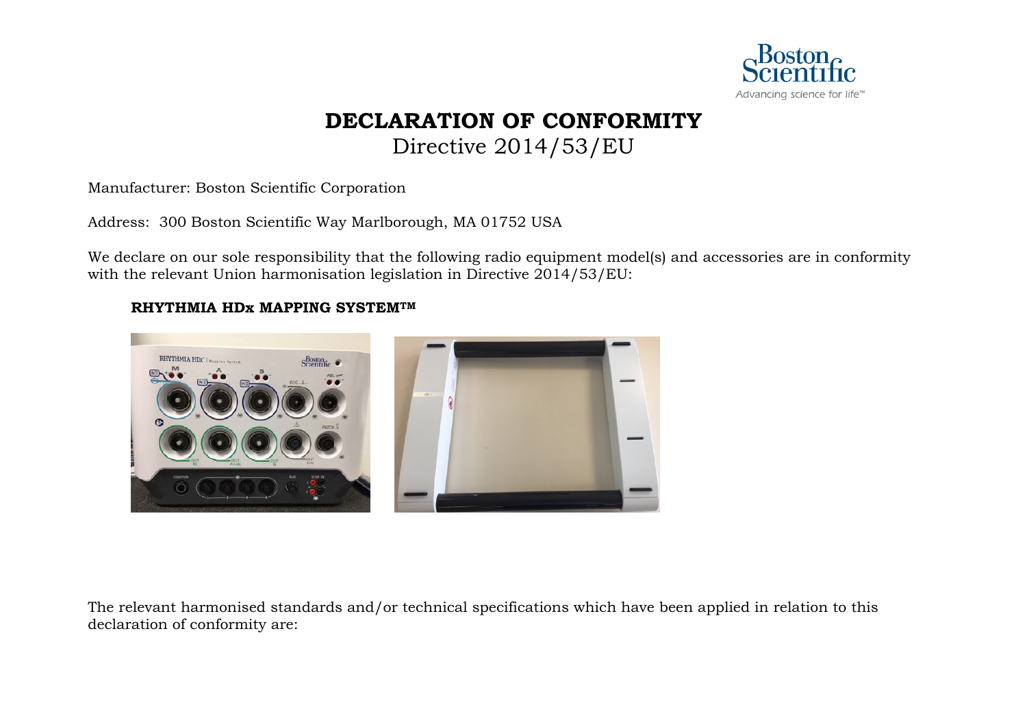# DECLARATION OF CONFORMITY

Directive 2014/53/EU

Manufacturer: Boston Scientific Corporation

Address: 300 Boston Scientific Way Marlborough, MA 01752 USA

We declare on our sole responsibility that the following radio equipment model(s) and accessories are in conformity with the relevant Union harmonisation legislation in Directive 2014/53/EU:

**RHYTHMIA HDx MAPPING SYSTEM™**

The relevant harmonised standards and/or technical specifications which have been applied in relation to this declaration of conformity are: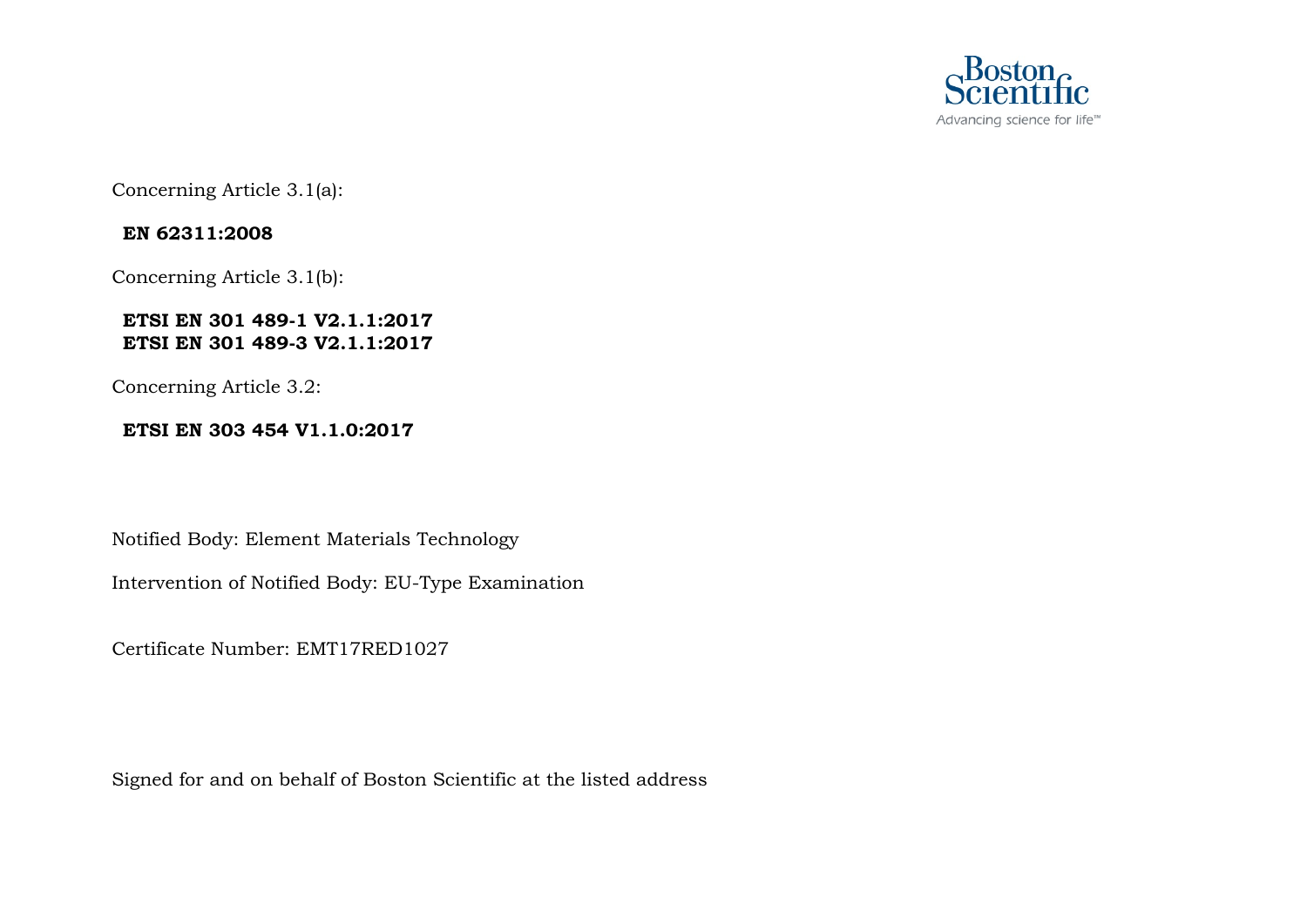Concerning Article 3.1(a):

**EN 62311:2008**

Concerning Article 3.1(b):

**ETSI EN 301 489-1 V2.1.1:2017**
**ETSI EN 301 489-3 V2.1.1:2017**

Concerning Article 3.2:

**ETSI EN 303 454 V1.1.0:2017**

Notified Body: Element Materials Technology

Intervention of Notified Body: EU-Type Examination

Certificate Number: EMT17RED1027

Signed for and on behalf of Boston Scientific at the listed address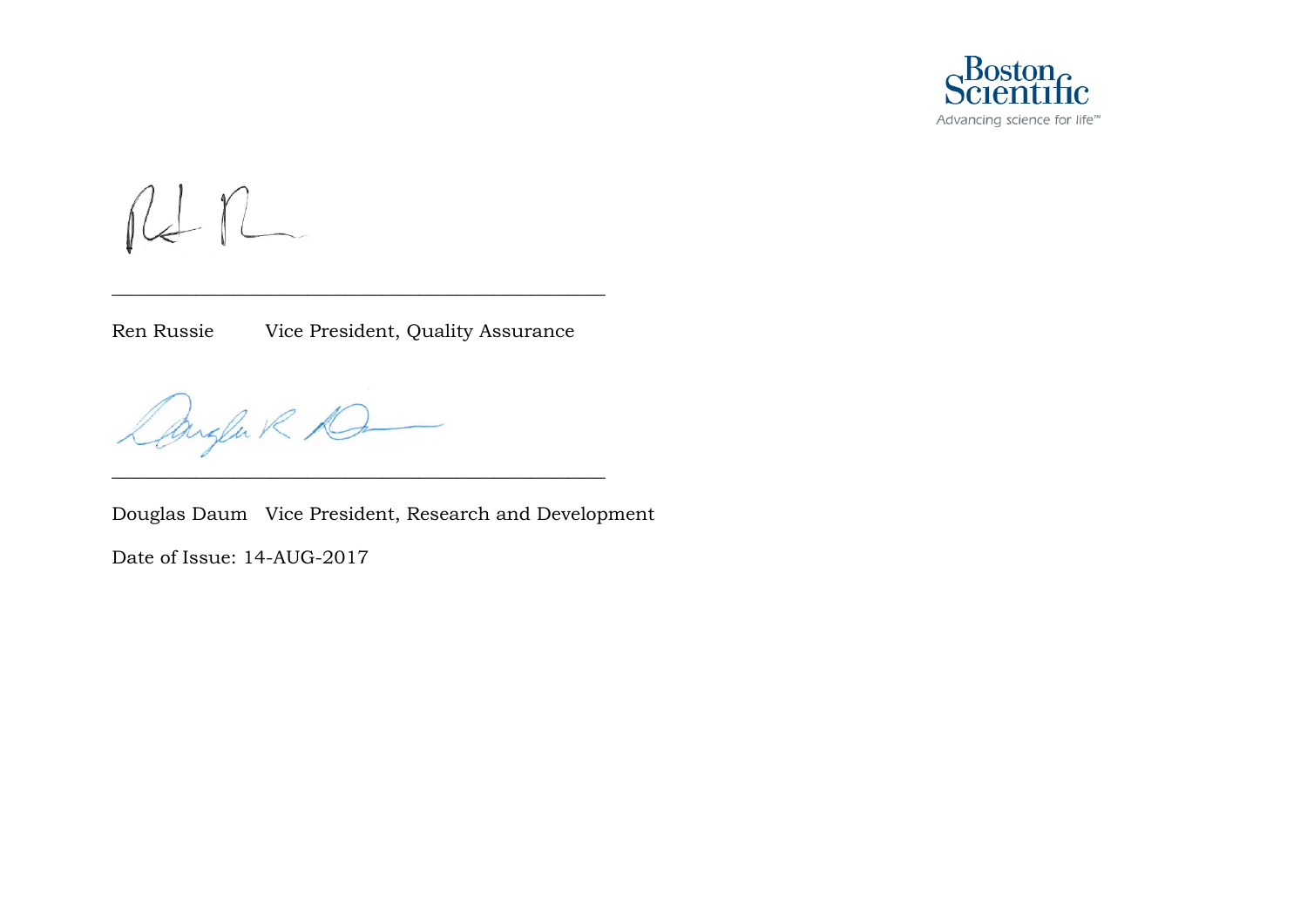Ren Russie    Vice President, Quality Assurance

Douglas Daum    Vice President, Research and Development

Date of Issue: 14-AUG-2017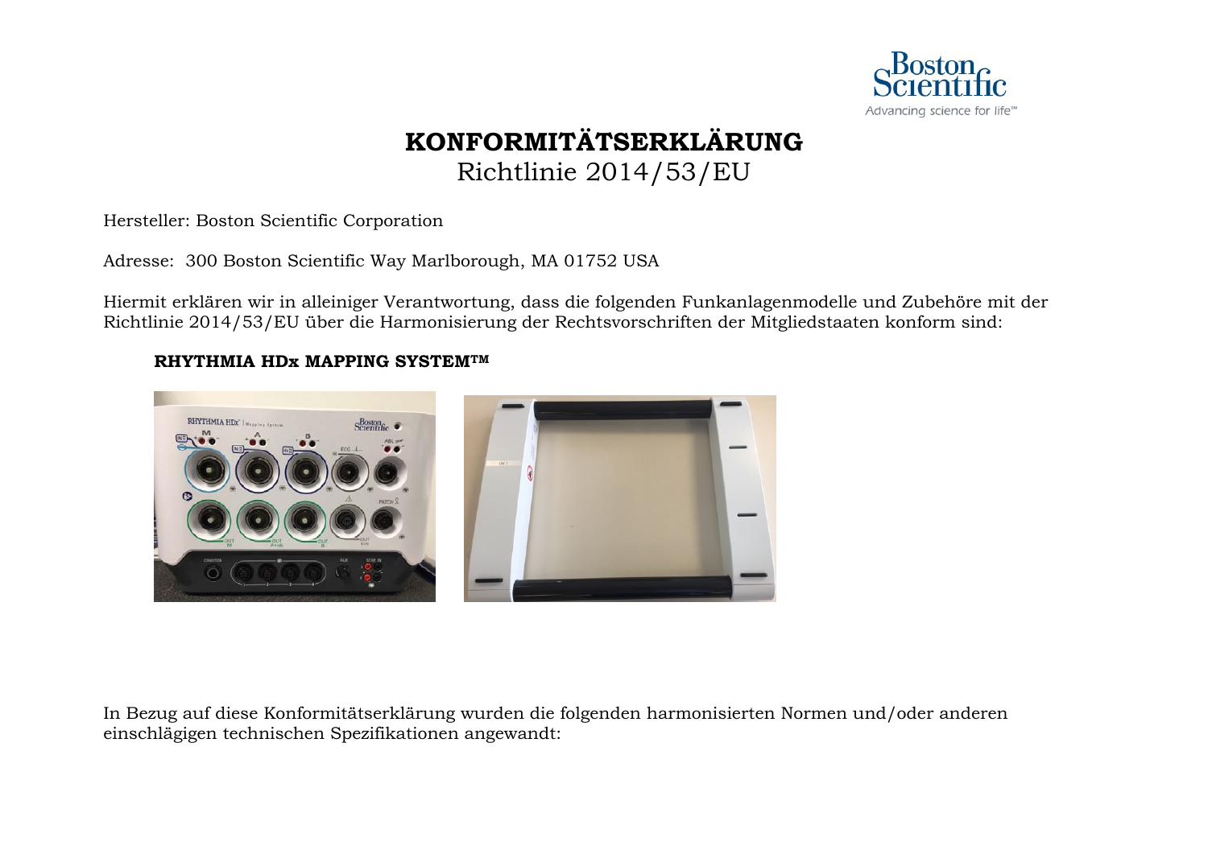Boston Scientific
Advancing science for life™

# KONFORMITÄTSERKLÄRUNG

Richtlinie 2014/53/EU

Hersteller: Boston Scientific Corporation

Adresse: 300 Boston Scientific Way Marlborough, MA 01752 USA

Hiermit erklären wir in alleiniger Verantwortung, dass die folgenden Funkanlagenmodelle und Zubehöre mit der Richtlinie 2014/53/EU über die Harmonisierung der Rechtsvorschriften der Mitgliedstaaten konform sind:

**RHYTHMIA HDx MAPPING SYSTEM™**

In Bezug auf diese Konformitätserklärung wurden die folgenden harmonisierten Normen und/oder anderen einschlägigen technischen Spezifikationen angewandt: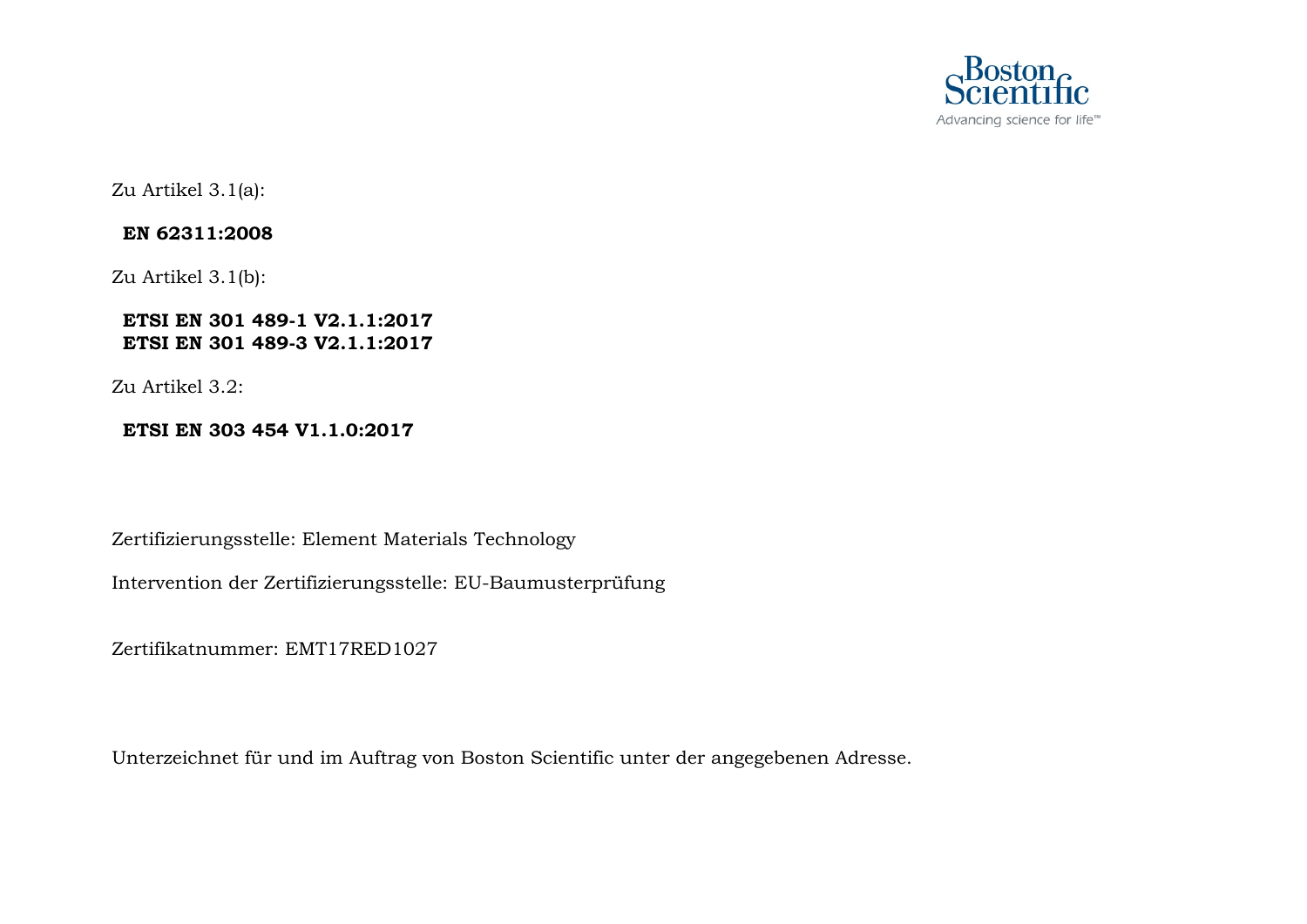Zu Artikel 3.1(a):

**EN 62311:2008**

Zu Artikel 3.1(b):

**ETSI EN 301 489-1 V2.1.1:2017**
**ETSI EN 301 489-3 V2.1.1:2017**

Zu Artikel 3.2:

**ETSI EN 303 454 V1.1.0:2017**

Zertifizierungsstelle: Element Materials Technology

Intervention der Zertifizierungsstelle: EU-Baumusterprüfung

Zertifikatnummer: EMT17RED1027

Unterzeichnet für und im Auftrag von Boston Scientific unter der angegebenen Adresse.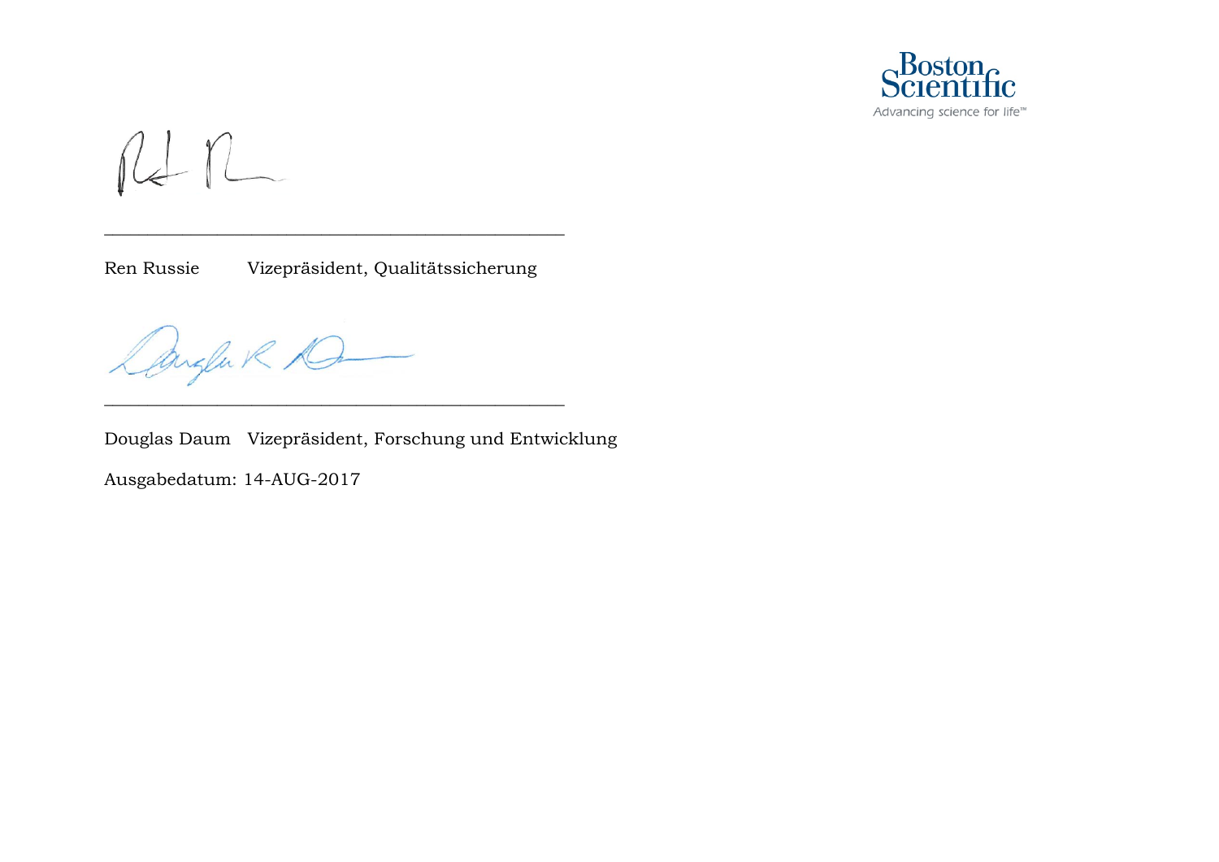\_\_\_\_\_\_\_\_\_\_\_\_\_\_\_\_\_\_\_\_\_\_\_\_\_\_\_\_\_\_\_\_\_\_\_\_\_\_\_\_\_\_\_\_\_\_\_\_\_\_

Ren Russie    Vizepräsident, Qualitätssicherung

\_\_\_\_\_\_\_\_\_\_\_\_\_\_\_\_\_\_\_\_\_\_\_\_\_\_\_\_\_\_\_\_\_\_\_\_\_\_\_\_\_\_\_\_\_\_\_\_\_\_

Douglas Daum    Vizepräsident, Forschung und Entwicklung

Ausgabedatum: 14-AUG-2017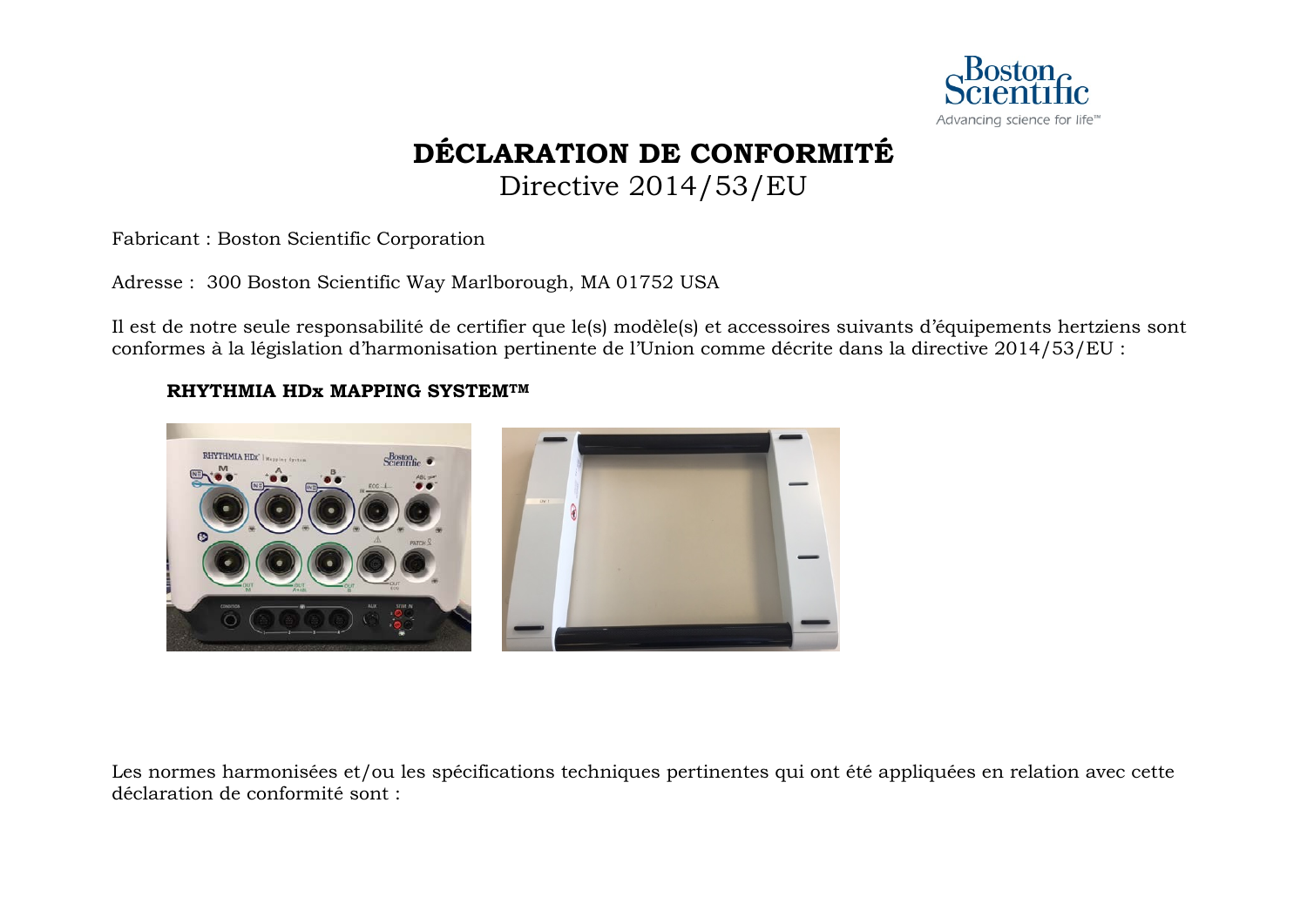# DÉCLARATION DE CONFORMITÉ

Directive 2014/53/EU

Fabricant : Boston Scientific Corporation

Adresse : 300 Boston Scientific Way Marlborough, MA 01752 USA

Il est de notre seule responsabilité de certifier que le(s) modèle(s) et accessoires suivants d'équipements hertziens sont conformes à la législation d'harmonisation pertinente de l'Union comme décrite dans la directive 2014/53/EU :

**RHYTHMIA HDx MAPPING SYSTEM™**

Les normes harmonisées et/ou les spécifications techniques pertinentes qui ont été appliquées en relation avec cette déclaration de conformité sont :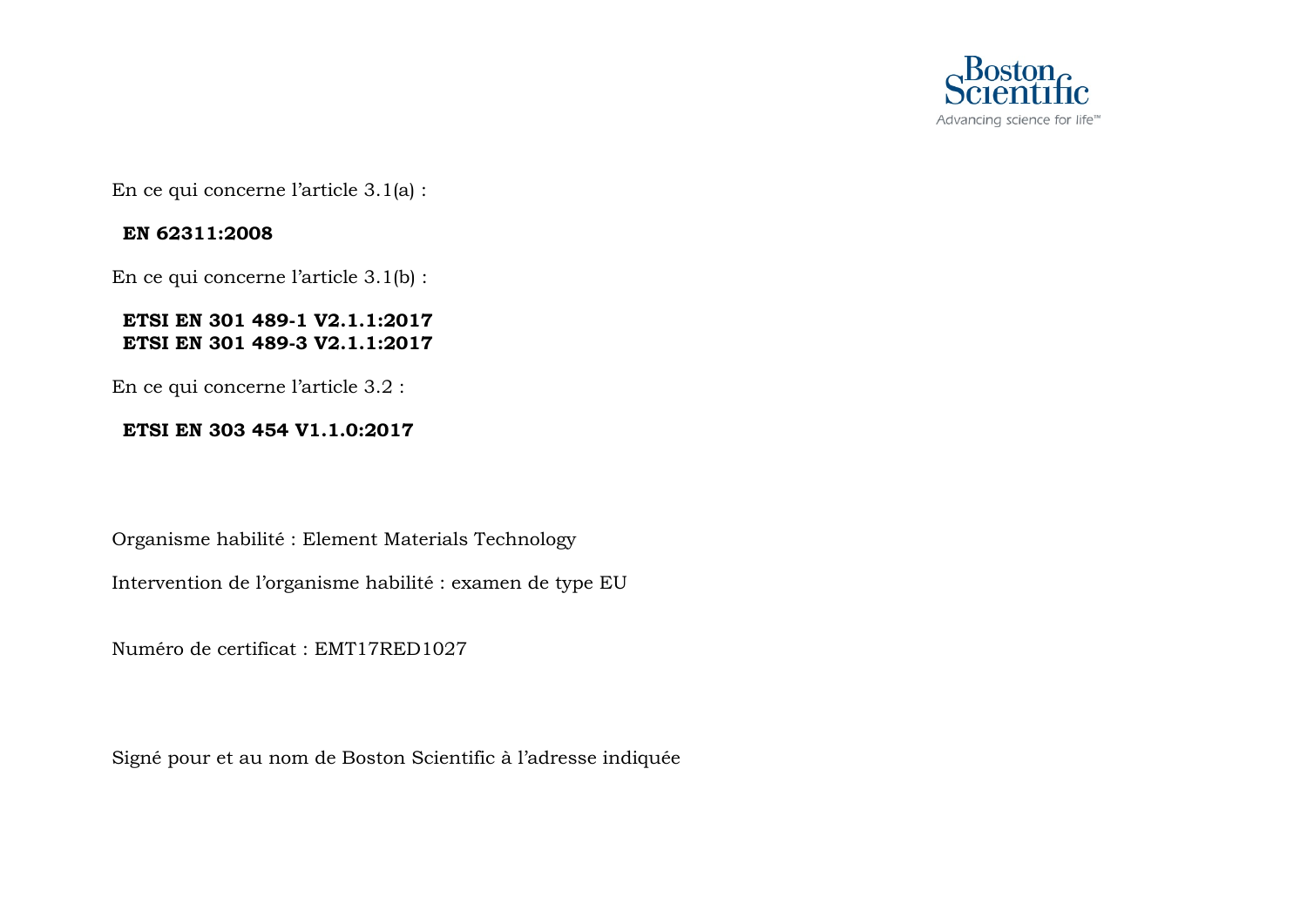En ce qui concerne l'article 3.1(a) :

**EN 62311:2008**

En ce qui concerne l'article 3.1(b) :

**ETSI EN 301 489-1 V2.1.1:2017**
**ETSI EN 301 489-3 V2.1.1:2017**

En ce qui concerne l'article 3.2 :

**ETSI EN 303 454 V1.1.0:2017**

Organisme habilité : Element Materials Technology

Intervention de l'organisme habilité : examen de type EU

Numéro de certificat : EMT17RED1027

Signé pour et au nom de Boston Scientific à l'adresse indiquée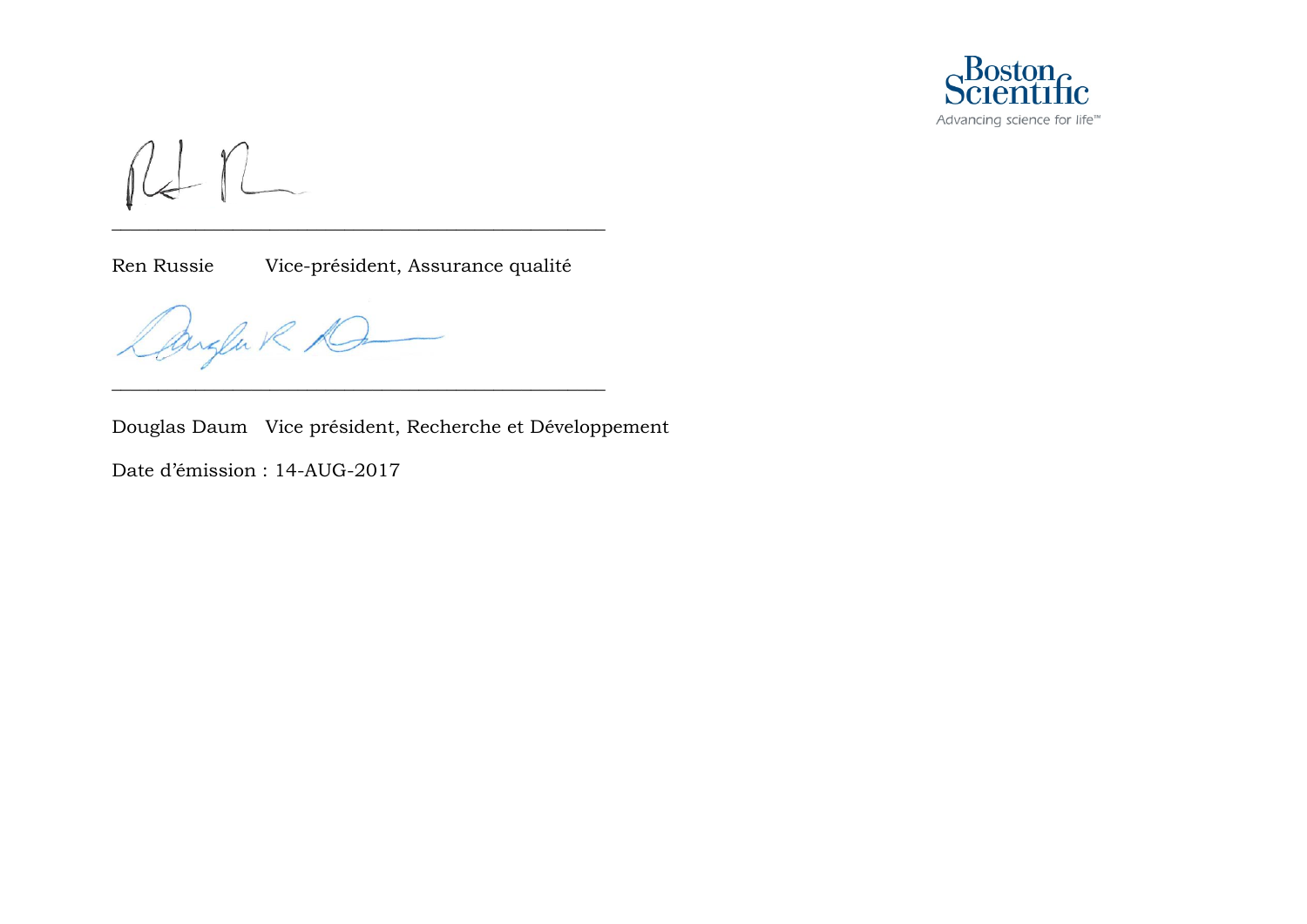Boston Scientific

Advancing science for life™

\_\_\_\_\_\_\_\_\_\_\_\_\_\_\_\_\_\_\_\_\_\_\_\_\_\_\_\_\_\_\_\_\_\_\_\_\_\_\_\_\_\_\_\_\_\_

Ren Russie Vice-président, Assurance qualité

\_\_\_\_\_\_\_\_\_\_\_\_\_\_\_\_\_\_\_\_\_\_\_\_\_\_\_\_\_\_\_\_\_\_\_\_\_\_\_\_\_\_\_\_\_\_

Douglas Daum Vice président, Recherche et Développement

Date d'émission : 14-AUG-2017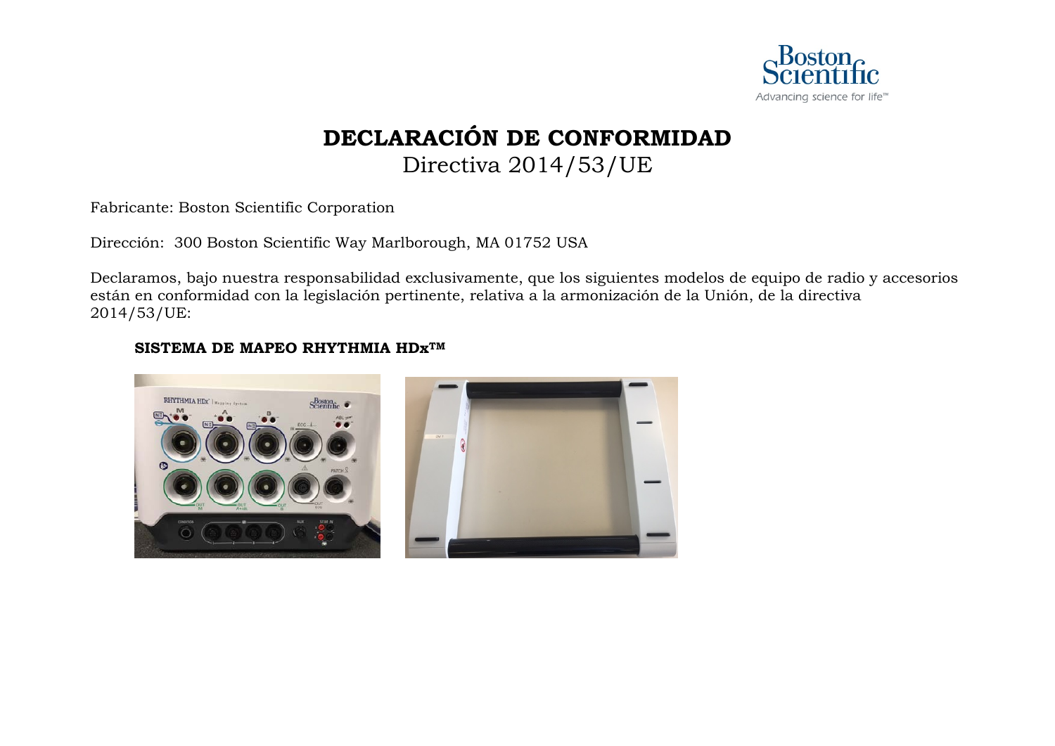# DECLARACIÓN DE CONFORMIDAD

Directiva 2014/53/UE

Fabricante: Boston Scientific Corporation

Dirección: 300 Boston Scientific Way Marlborough, MA 01752 USA

Declaramos, bajo nuestra responsabilidad exclusivamente, que los siguientes modelos de equipo de radio y accesorios están en conformidad con la legislación pertinente, relativa a la armonización de la Unión, de la directiva 2014/53/UE:

**SISTEMA DE MAPEO RHYTHMIA HDx™**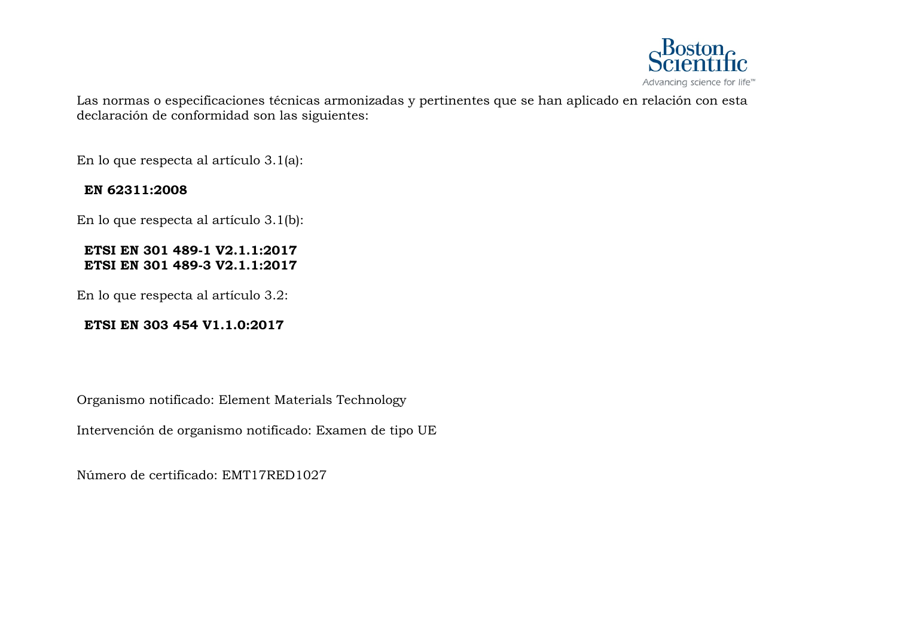Las normas o especificaciones técnicas armonizadas y pertinentes que se han aplicado en relación con esta declaración de conformidad son las siguientes:

En lo que respecta al artículo 3.1(a):

**EN 62311:2008**

En lo que respecta al artículo 3.1(b):

**ETSI EN 301 489-1 V2.1.1:2017**
**ETSI EN 301 489-3 V2.1.1:2017**

En lo que respecta al artículo 3.2:

**ETSI EN 303 454 V1.1.0:2017**

Organismo notificado: Element Materials Technology

Intervención de organismo notificado: Examen de tipo UE

Número de certificado: EMT17RED1027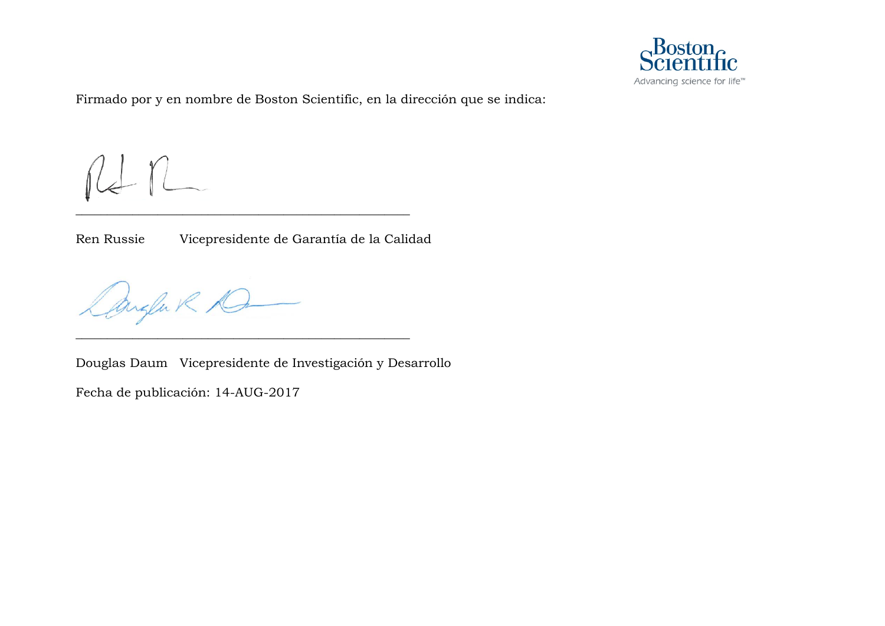Firmado por y en nombre de Boston Scientific, en la dirección que se indica:

\_\_\_\_\_\_\_\_\_\_\_\_\_\_\_\_\_\_\_\_\_\_\_\_\_\_\_\_\_\_\_\_\_\_\_\_\_\_\_\_\_\_\_\_\_\_\_\_

Ren Russie    Vicepresidente de Garantía de la Calidad

\_\_\_\_\_\_\_\_\_\_\_\_\_\_\_\_\_\_\_\_\_\_\_\_\_\_\_\_\_\_\_\_\_\_\_\_\_\_\_\_\_\_\_\_\_\_\_\_

Douglas Daum   Vicepresidente de Investigación y Desarrollo

Fecha de publicación: 14-AUG-2017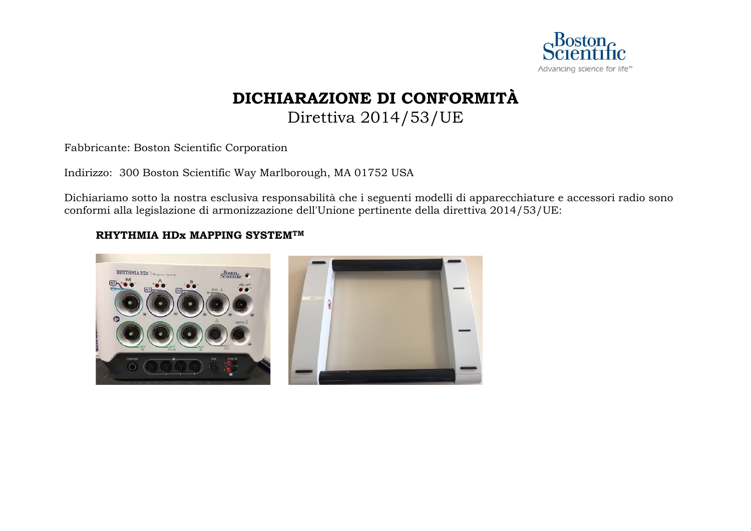# DICHIARAZIONE DI CONFORMITÀ

Direttiva 2014/53/UE

Fabbricante: Boston Scientific Corporation

Indirizzo: 300 Boston Scientific Way Marlborough, MA 01752 USA

Dichiariamo sotto la nostra esclusiva responsabilità che i seguenti modelli di apparecchiature e accessori radio sono conformi alla legislazione di armonizzazione dell'Unione pertinente della direttiva 2014/53/UE:

**RHYTHMIA HDx MAPPING SYSTEM™**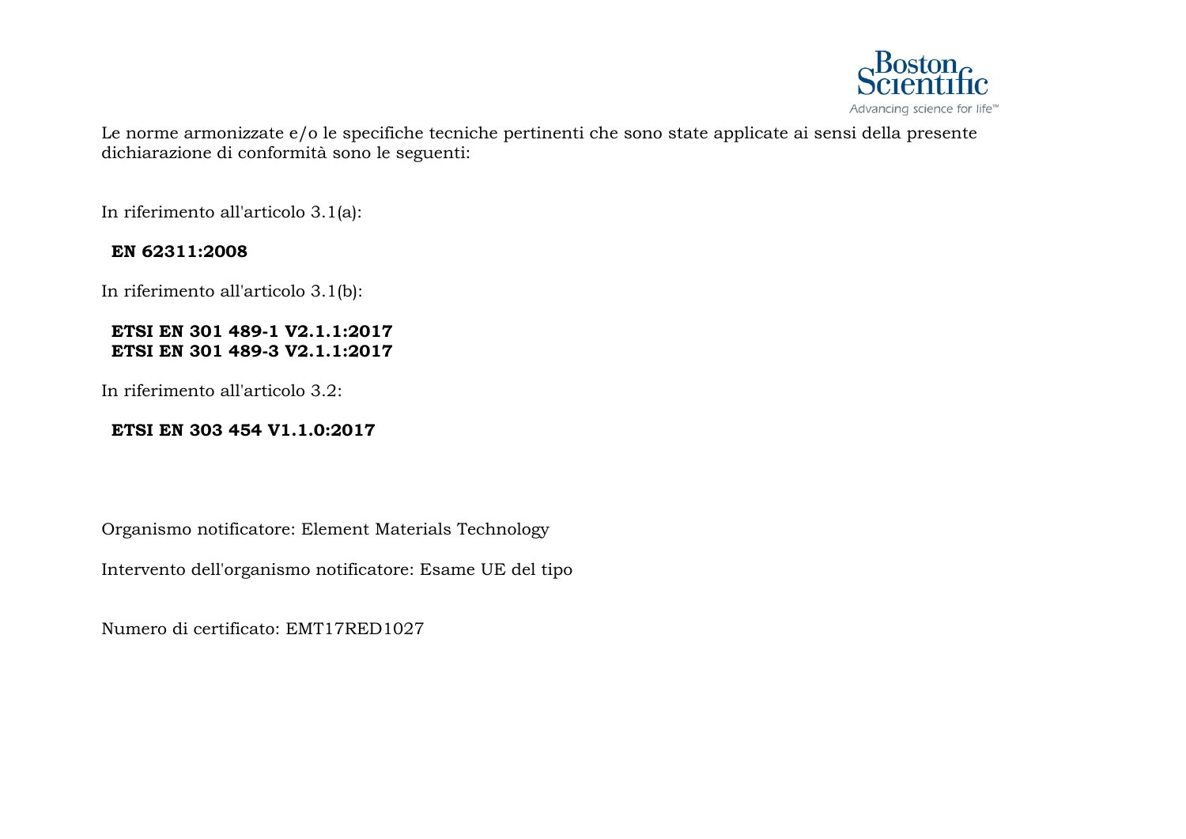Le norme armonizzate e/o le specifiche tecniche pertinenti che sono state applicate ai sensi della presente dichiarazione di conformità sono le seguenti:

In riferimento all'articolo 3.1(a):

**EN 62311:2008**

In riferimento all'articolo 3.1(b):

**ETSI EN 301 489-1 V2.1.1:2017**
**ETSI EN 301 489-3 V2.1.1:2017**

In riferimento all'articolo 3.2:

**ETSI EN 303 454 V1.1.0:2017**

Organismo notificatore: Element Materials Technology

Intervento dell'organismo notificatore: Esame UE del tipo

Numero di certificato: EMT17RED1027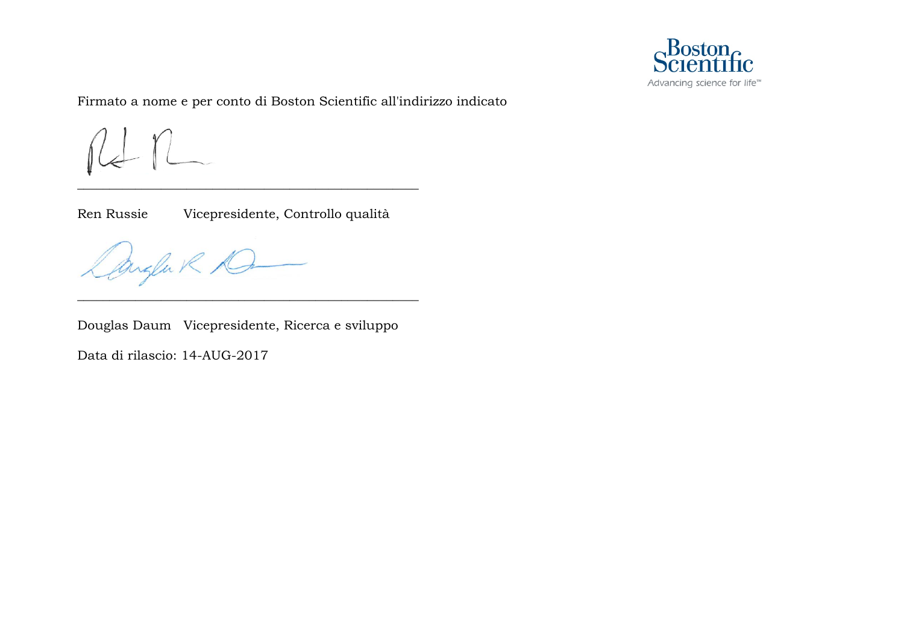Firmato a nome e per conto di Boston Scientific all'indirizzo indicato

\_\_\_\_\_\_\_\_\_\_\_\_\_\_\_\_\_\_\_\_\_\_\_\_\_\_\_\_\_\_\_\_\_\_\_\_\_\_\_\_\_\_\_\_\_\_\_\_

Ren Russie Vicepresidente, Controllo qualità

\_\_\_\_\_\_\_\_\_\_\_\_\_\_\_\_\_\_\_\_\_\_\_\_\_\_\_\_\_\_\_\_\_\_\_\_\_\_\_\_\_\_\_\_\_\_\_\_

Douglas Daum Vicepresidente, Ricerca e sviluppo

Data di rilascio: 14-AUG-2017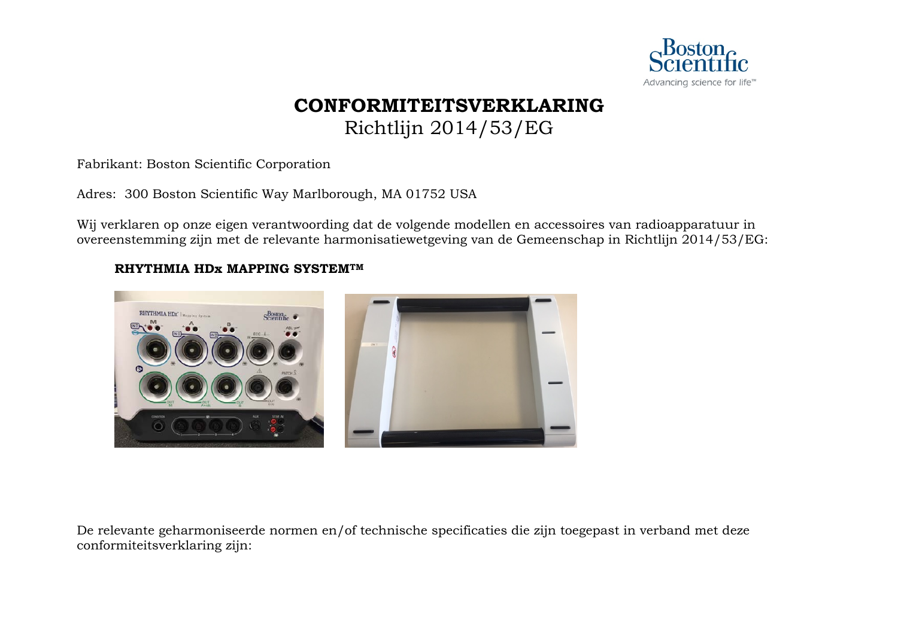# CONFORMITEITSVERKLARING

Richtlijn 2014/53/EG

Fabrikant: Boston Scientific Corporation

Adres: 300 Boston Scientific Way Marlborough, MA 01752 USA

Wij verklaren op onze eigen verantwoording dat de volgende modellen en accessoires van radioapparatuur in overeenstemming zijn met de relevante harmonisatiewetgeving van de Gemeenschap in Richtlijn 2014/53/EG:

**RHYTHMIA HDx MAPPING SYSTEM™**

De relevante geharmoniseerde normen en/of technische specificaties die zijn toegepast in verband met deze conformiteitsverklaring zijn: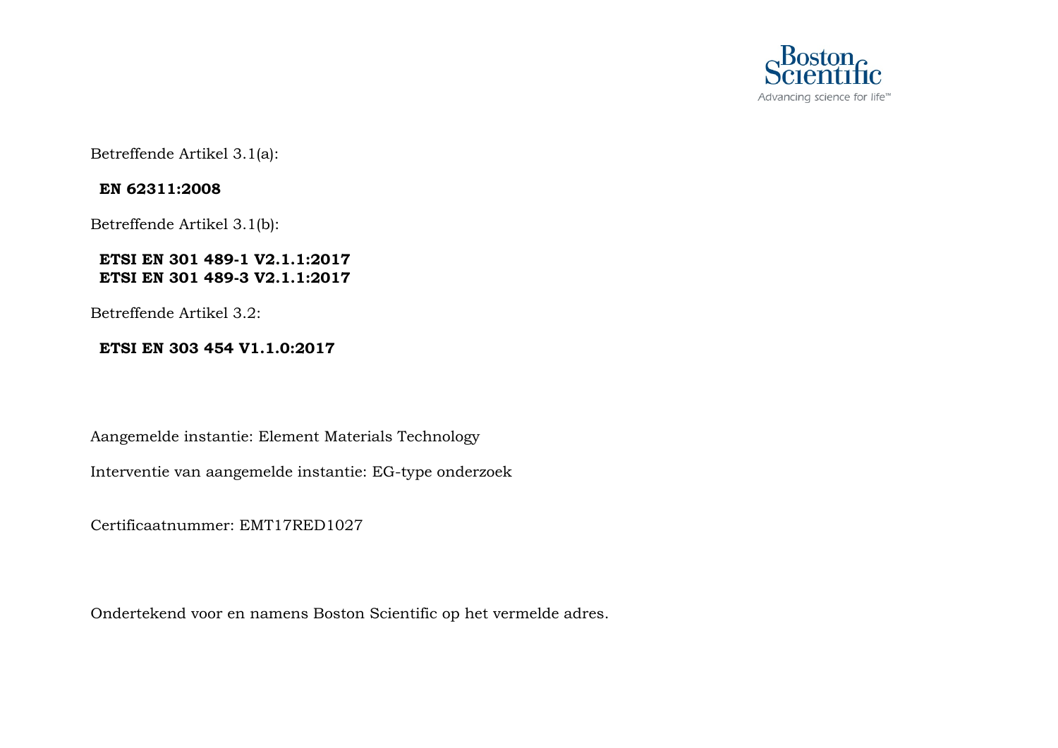Betreffende Artikel 3.1(a):

**EN 62311:2008**

Betreffende Artikel 3.1(b):

**ETSI EN 301 489-1 V2.1.1:2017**
**ETSI EN 301 489-3 V2.1.1:2017**

Betreffende Artikel 3.2:

**ETSI EN 303 454 V1.1.0:2017**

Aangemelde instantie: Element Materials Technology

Interventie van aangemelde instantie: EG-type onderzoek

Certificaatnummer: EMT17RED1027

Ondertekend voor en namens Boston Scientific op het vermelde adres.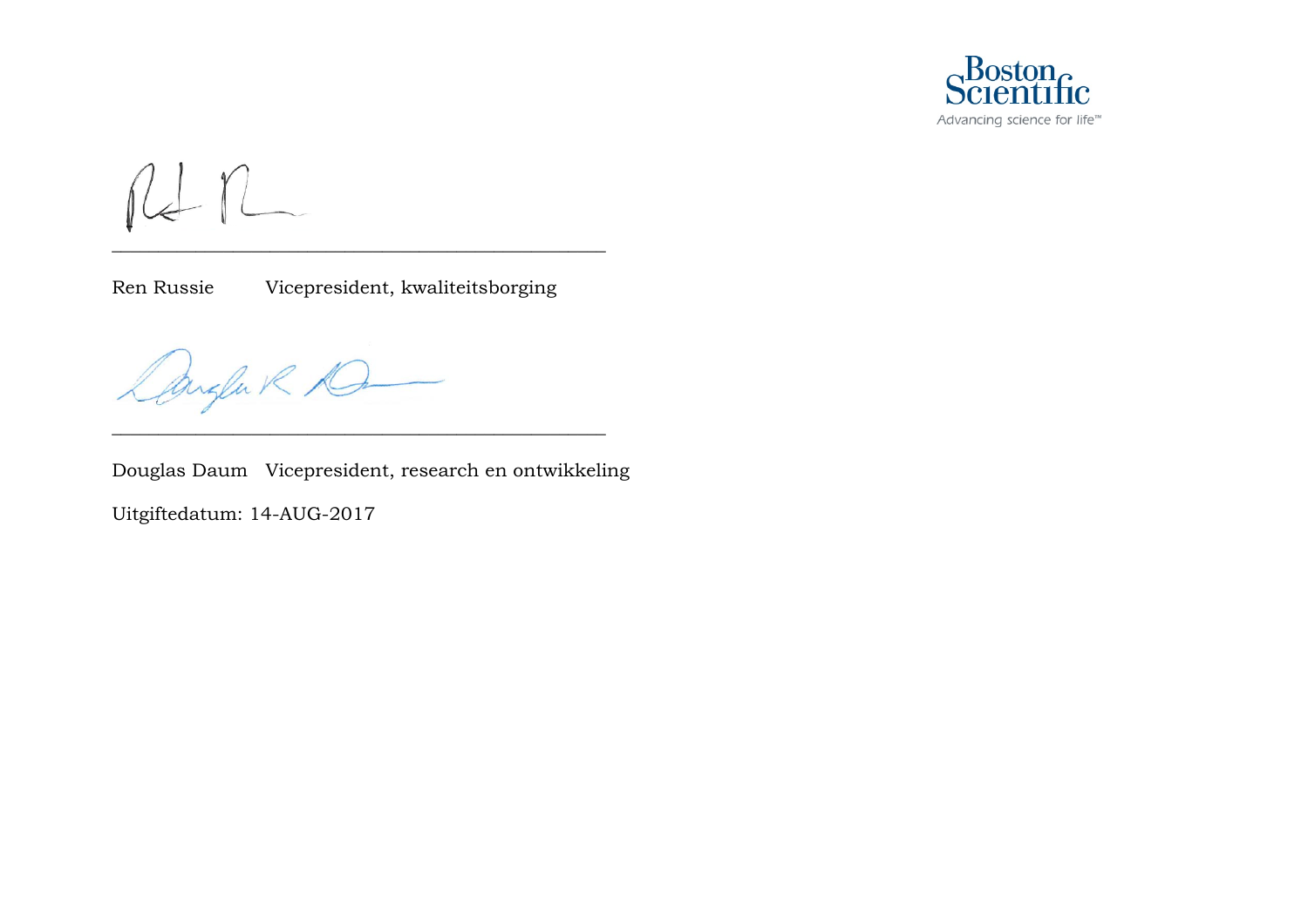Ren Russie Vicepresident, kwaliteitsborging

Douglas Daum Vicepresident, research en ontwikkeling

Uitgiftedatum: 14-AUG-2017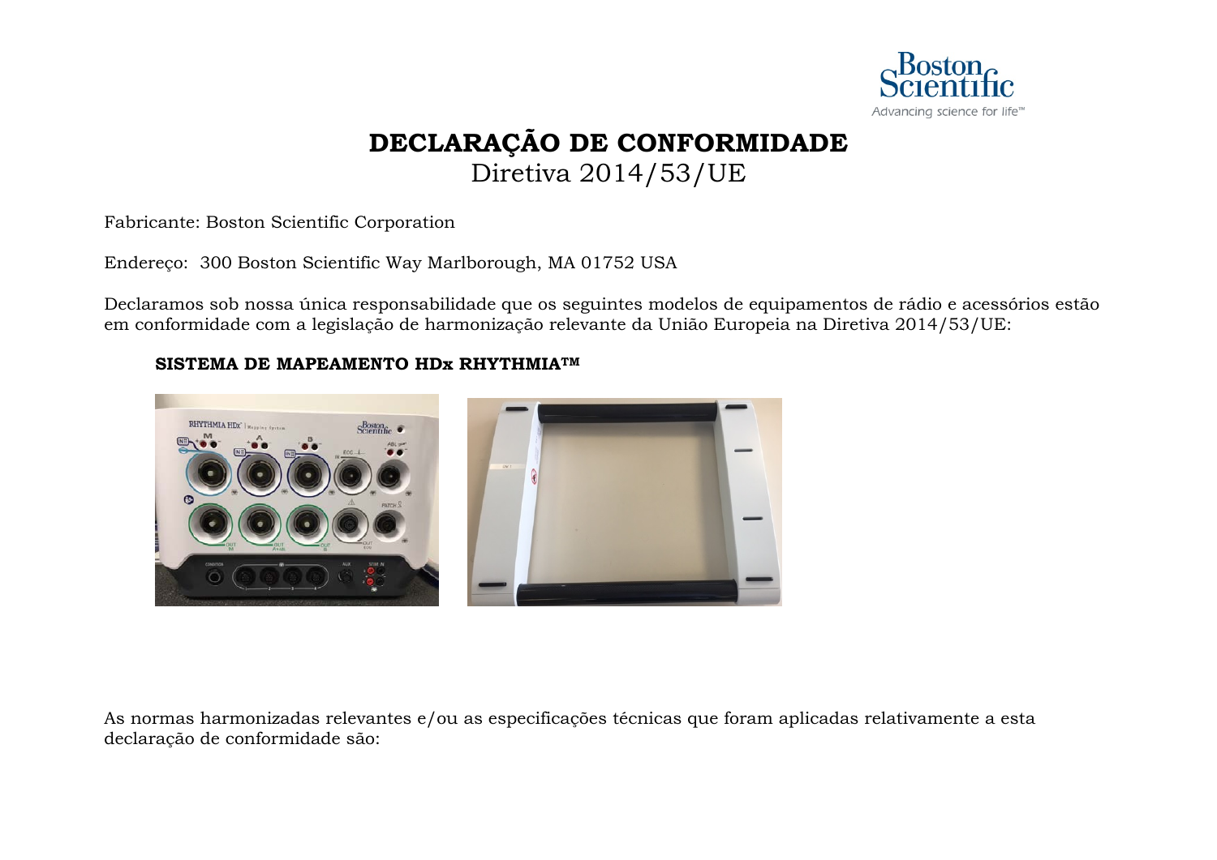# DECLARAÇÃO DE CONFORMIDADE

Diretiva 2014/53/UE

Fabricante: Boston Scientific Corporation

Endereço: 300 Boston Scientific Way Marlborough, MA 01752 USA

Declaramos sob nossa única responsabilidade que os seguintes modelos de equipamentos de rádio e acessórios estão em conformidade com a legislação de harmonização relevante da União Europeia na Diretiva 2014/53/UE:

**SISTEMA DE MAPEAMENTO HDx RHYTHMIA™**

As normas harmonizadas relevantes e/ou as especificações técnicas que foram aplicadas relativamente a esta declaração de conformidade são: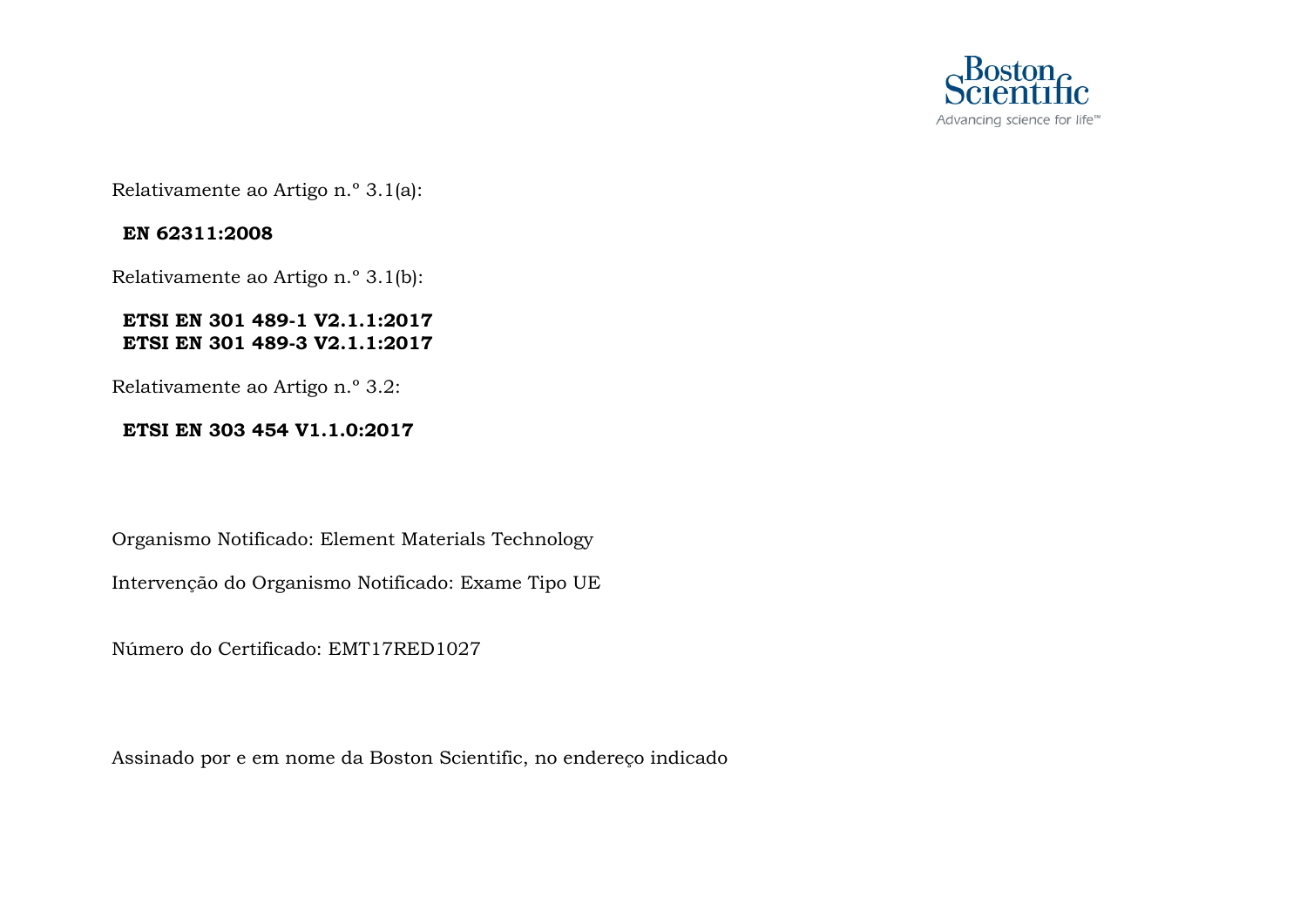Relativamente ao Artigo n.º 3.1(a):

**EN 62311:2008**

Relativamente ao Artigo n.º 3.1(b):

**ETSI EN 301 489-1 V2.1.1:2017**
**ETSI EN 301 489-3 V2.1.1:2017**

Relativamente ao Artigo n.º 3.2:

**ETSI EN 303 454 V1.1.0:2017**

Organismo Notificado: Element Materials Technology

Intervenção do Organismo Notificado: Exame Tipo UE

Número do Certificado: EMT17RED1027

Assinado por e em nome da Boston Scientific, no endereço indicado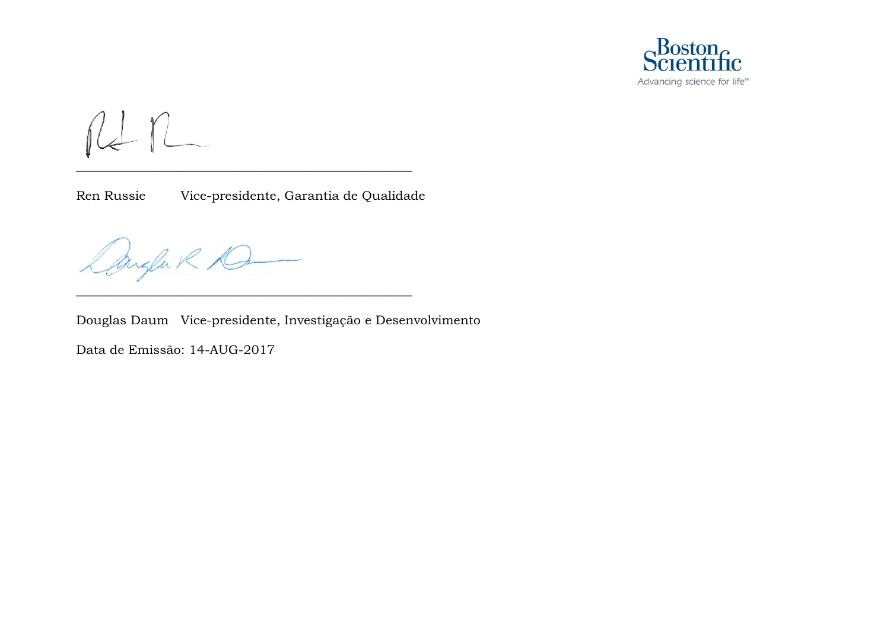Ren Russie Vice-presidente, Garantia de Qualidade

Douglas Daum Vice-presidente, Investigação e Desenvolvimento

Data de Emissão: 14-AUG-2017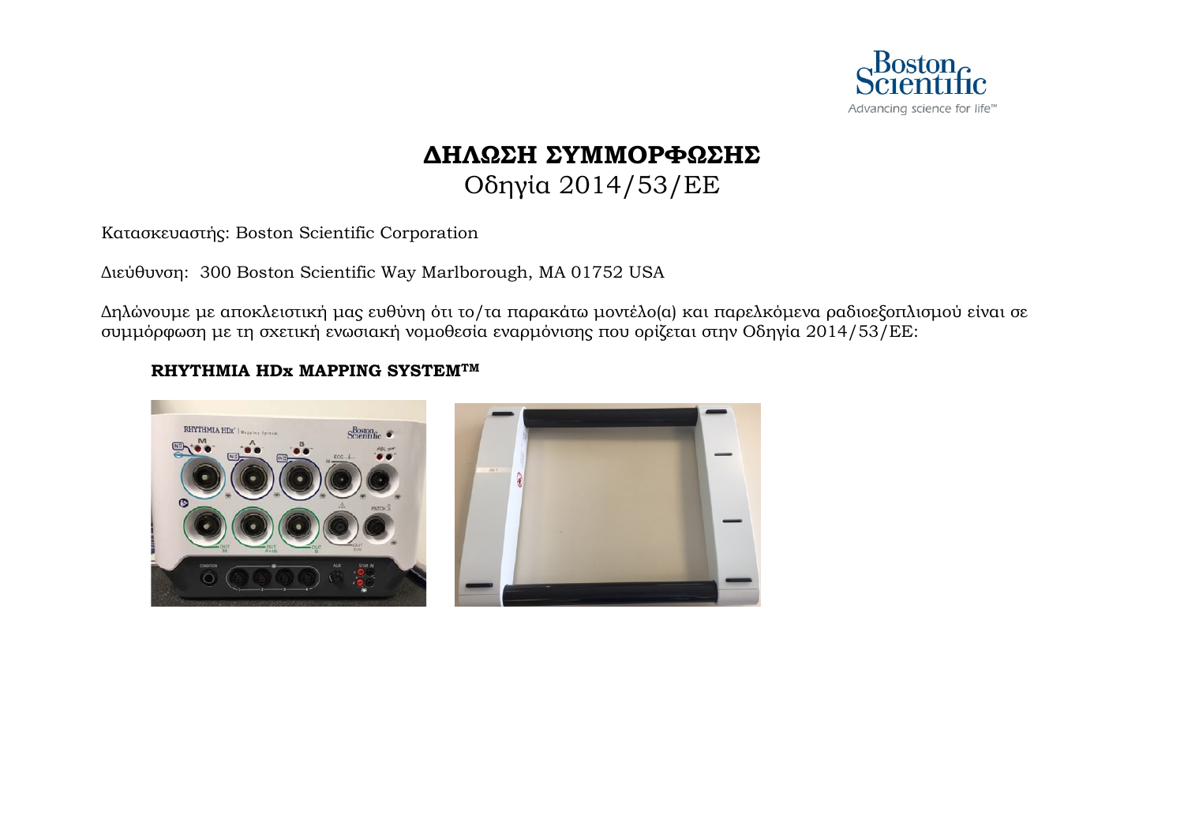# ΔΗΛΩΣΗ ΣΥΜΜΟΡΦΩΣΗΣ

## Οδηγία 2014/53/ΕΕ

Κατασκευαστής: Boston Scientific Corporation

Διεύθυνση: 300 Boston Scientific Way Marlborough, MA 01752 USA

Δηλώνουμε με αποκλειστική μας ευθύνη ότι το/τα παρακάτω μοντέλο(α) και παρελκόμενα ραδιοεξοπλισμού είναι σε συμμόρφωση με τη σχετική ενωσιακή νομοθεσία εναρμόνισης που ορίζεται στην Οδηγία 2014/53/ΕΕ:

**RHYTHMIA HDx MAPPING SYSTEM™**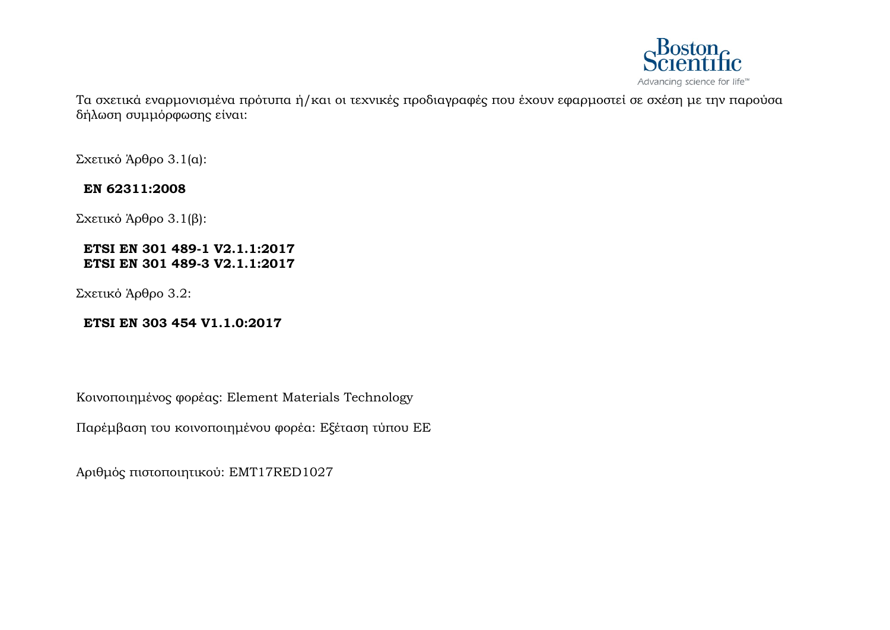Τα σχετικά εναρμονισμένα πρότυπα ή/και οι τεχνικές προδιαγραφές που έχουν εφαρμοστεί σε σχέση με την παρούσα δήλωση συμμόρφωσης είναι:

Σχετικό Άρθρο 3.1(α):

**EN 62311:2008**

Σχετικό Άρθρο 3.1(β):

**ETSI EN 301 489-1 V2.1.1:2017**
**ETSI EN 301 489-3 V2.1.1:2017**

Σχετικό Άρθρο 3.2:

**ETSI EN 303 454 V1.1.0:2017**

Κοινοποιημένος φορέας: Element Materials Technology

Παρέμβαση του κοινοποιημένου φορέα: Εξέταση τύπου ΕΕ

Αριθμός πιστοποιητικού: EMT17RED1027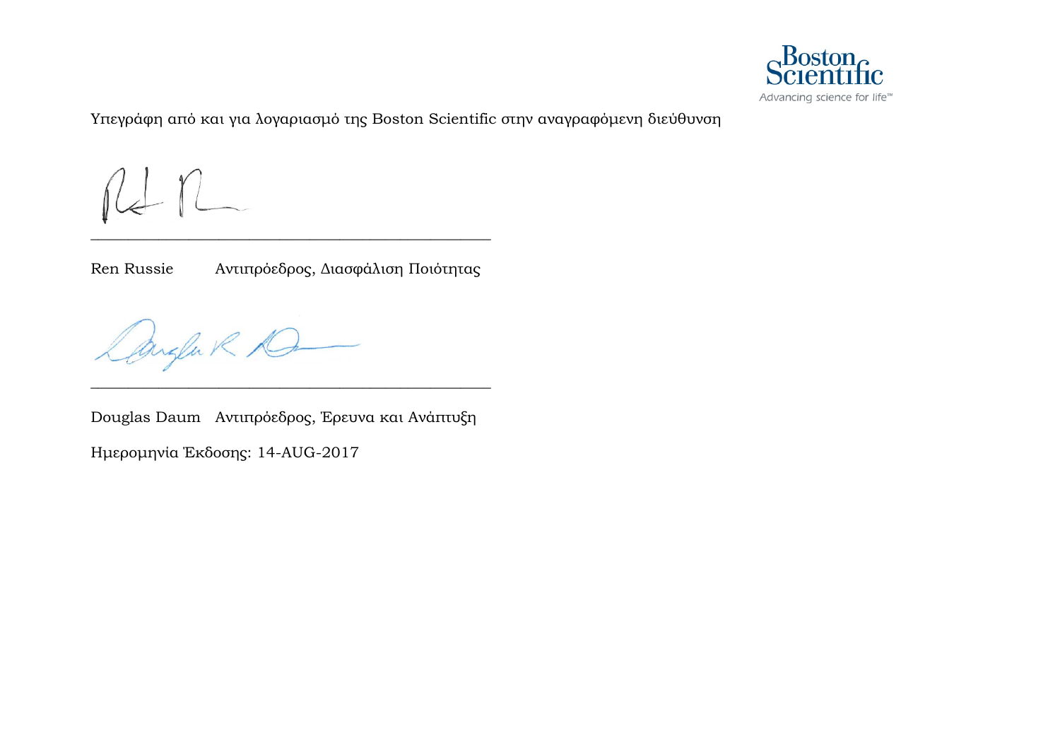Υπεγράφη από και για λογαριασμό της Boston Scientific στην αναγραφόμενη διεύθυνση

\_\_\_\_\_\_\_\_\_\_\_\_\_\_\_\_\_\_\_\_\_\_\_\_\_\_\_\_\_\_\_\_\_\_\_\_\_\_\_\_\_\_\_\_\_\_\_\_

Ren Russie    Αντιπρόεδρος, Διασφάλιση Ποιότητας

\_\_\_\_\_\_\_\_\_\_\_\_\_\_\_\_\_\_\_\_\_\_\_\_\_\_\_\_\_\_\_\_\_\_\_\_\_\_\_\_\_\_\_\_\_\_\_\_

Douglas Daum    Αντιπρόεδρος, Έρευνα και Ανάπτυξη

Ημερομηνία Έκδοσης: 14-AUG-2017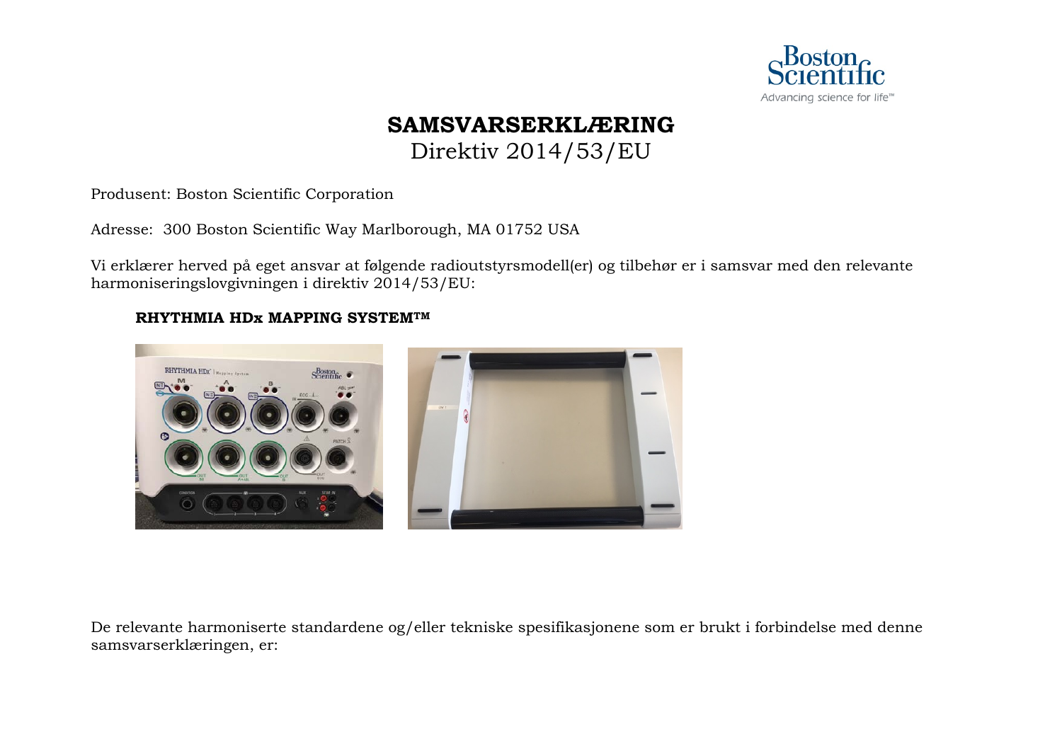# SAMSVARSERKLÆRING

Direktiv 2014/53/EU

Produsent: Boston Scientific Corporation

Adresse: 300 Boston Scientific Way Marlborough, MA 01752 USA

Vi erklærer herved på eget ansvar at følgende radioutstyrsmodell(er) og tilbehør er i samsvar med den relevante harmoniseringslovgivningen i direktiv 2014/53/EU:

**RHYTHMIA HDx MAPPING SYSTEM™**

De relevante harmoniserte standardene og/eller tekniske spesifikasjonene som er brukt i forbindelse med denne samsvarserklæringen, er: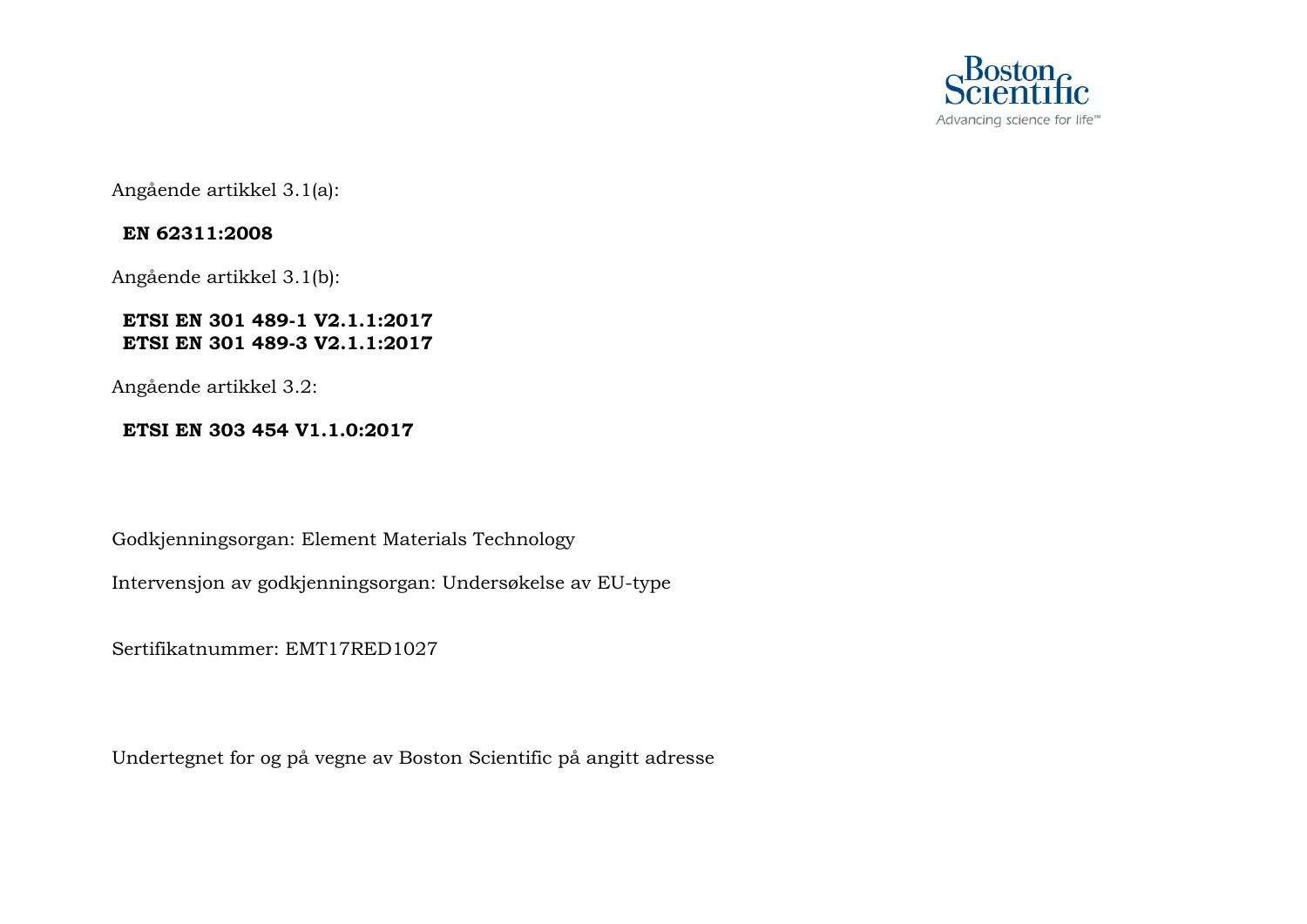Angående artikkel 3.1(a):

**EN 62311:2008**

Angående artikkel 3.1(b):

**ETSI EN 301 489-1 V2.1.1:2017**
**ETSI EN 301 489-3 V2.1.1:2017**

Angående artikkel 3.2:

**ETSI EN 303 454 V1.1.0:2017**

Godkjenningsorgan: Element Materials Technology

Intervensjon av godkjenningsorgan: Undersøkelse av EU-type

Sertifikatnummer: EMT17RED1027

Undertegnet for og på vegne av Boston Scientific på angitt adresse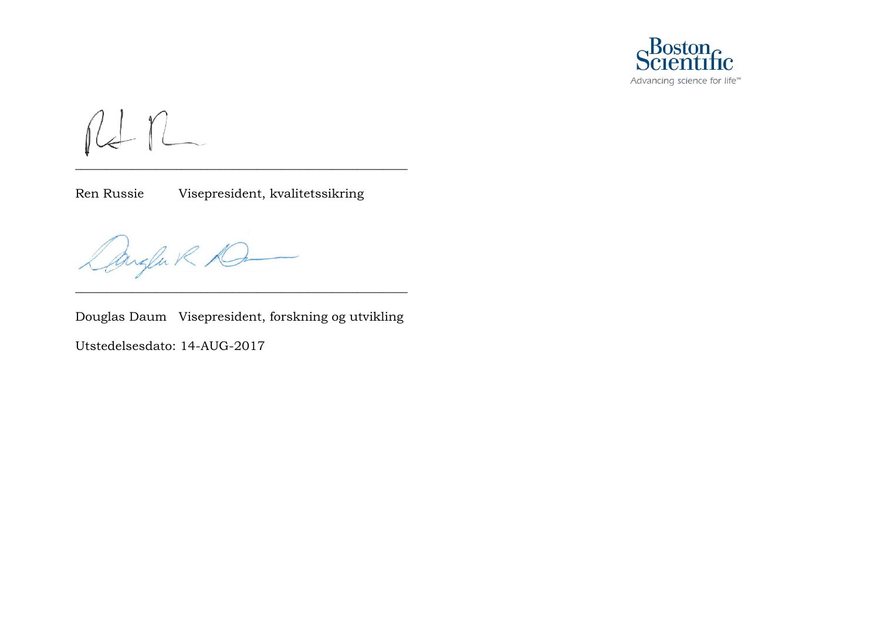Boston Scientific
Advancing science for life™

\_\_\_\_\_\_\_\_\_\_\_\_\_\_\_\_\_\_\_\_\_\_\_\_\_\_\_\_\_\_\_\_\_\_\_\_\_\_\_\_\_\_\_\_\_\_\_\_

Ren Russie Visepresident, kvalitetssikring

\_\_\_\_\_\_\_\_\_\_\_\_\_\_\_\_\_\_\_\_\_\_\_\_\_\_\_\_\_\_\_\_\_\_\_\_\_\_\_\_\_\_\_\_\_\_\_\_

Douglas Daum Visepresident, forskning og utvikling

Utstedelsesdato: 14-AUG-2017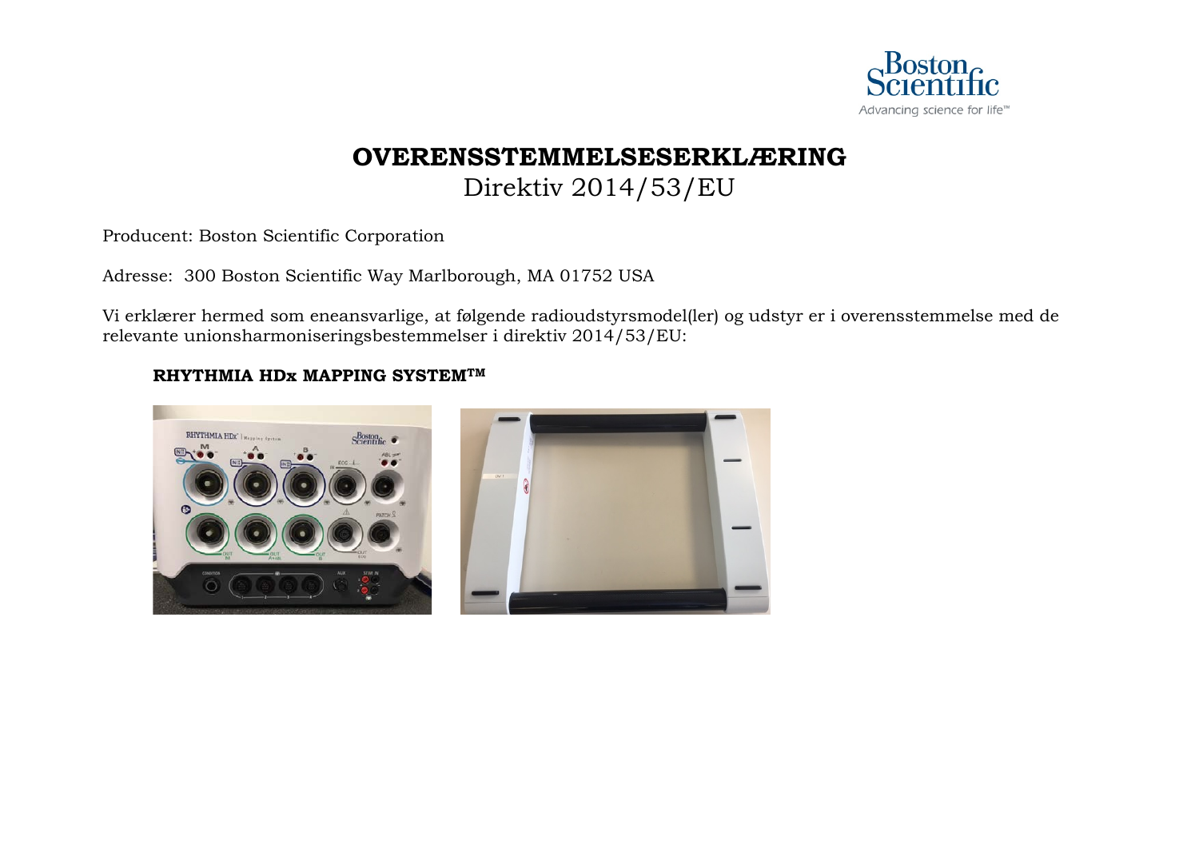# OVERENSSTEMMELSESERKLÆRING

Direktiv 2014/53/EU

Producent: Boston Scientific Corporation

Adresse: 300 Boston Scientific Way Marlborough, MA 01752 USA

Vi erklærer hermed som eneansvarlige, at følgende radioudstyrsmodel(ler) og udstyr er i overensstemmelse med de relevante unionsharmoniseringsbestemmelser i direktiv 2014/53/EU:

**RHYTHMIA HDx MAPPING SYSTEM™**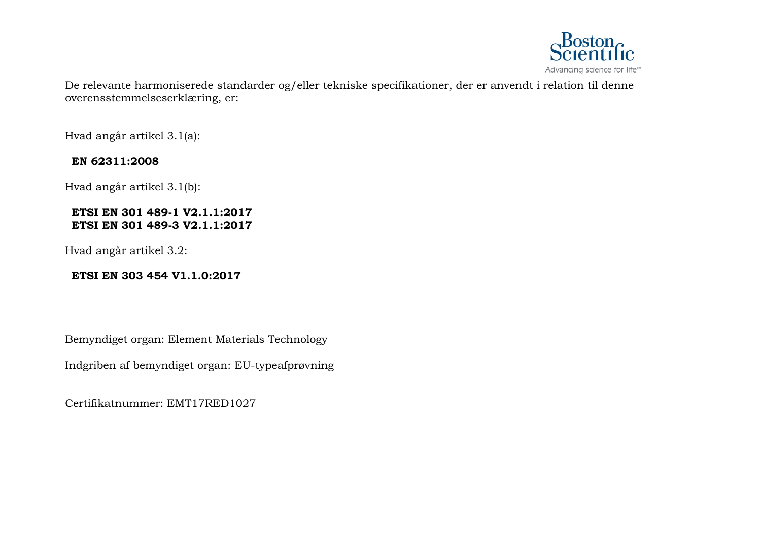De relevante harmoniserede standarder og/eller tekniske specifikationer, der er anvendt i relation til denne overensstemmelseserklæring, er:

Hvad angår artikel 3.1(a):

**EN 62311:2008**

Hvad angår artikel 3.1(b):

**ETSI EN 301 489-1 V2.1.1:2017**
**ETSI EN 301 489-3 V2.1.1:2017**

Hvad angår artikel 3.2:

**ETSI EN 303 454 V1.1.0:2017**

Bemyndiget organ: Element Materials Technology

Indgriben af bemyndiget organ: EU-typeafprøvning

Certifikatnummer: EMT17RED1027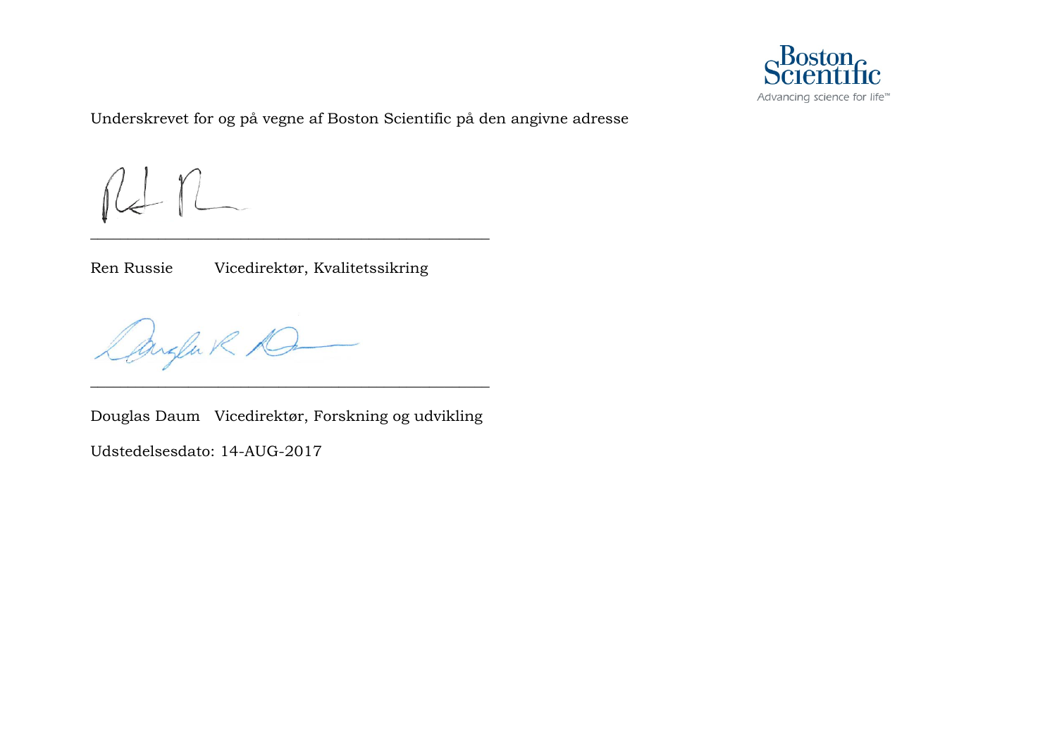Underskrevet for og på vegne af Boston Scientific på den angivne adresse

\_\_\_\_\_\_\_\_\_\_\_\_\_\_\_\_\_\_\_\_\_\_\_\_\_\_\_\_\_\_\_\_\_\_\_\_\_\_\_\_\_\_\_\_\_\_

Ren Russie Vicedirektør, Kvalitetssikring

\_\_\_\_\_\_\_\_\_\_\_\_\_\_\_\_\_\_\_\_\_\_\_\_\_\_\_\_\_\_\_\_\_\_\_\_\_\_\_\_\_\_\_\_\_\_

Douglas Daum Vicedirektør, Forskning og udvikling

Udstedelsesdato: 14-AUG-2017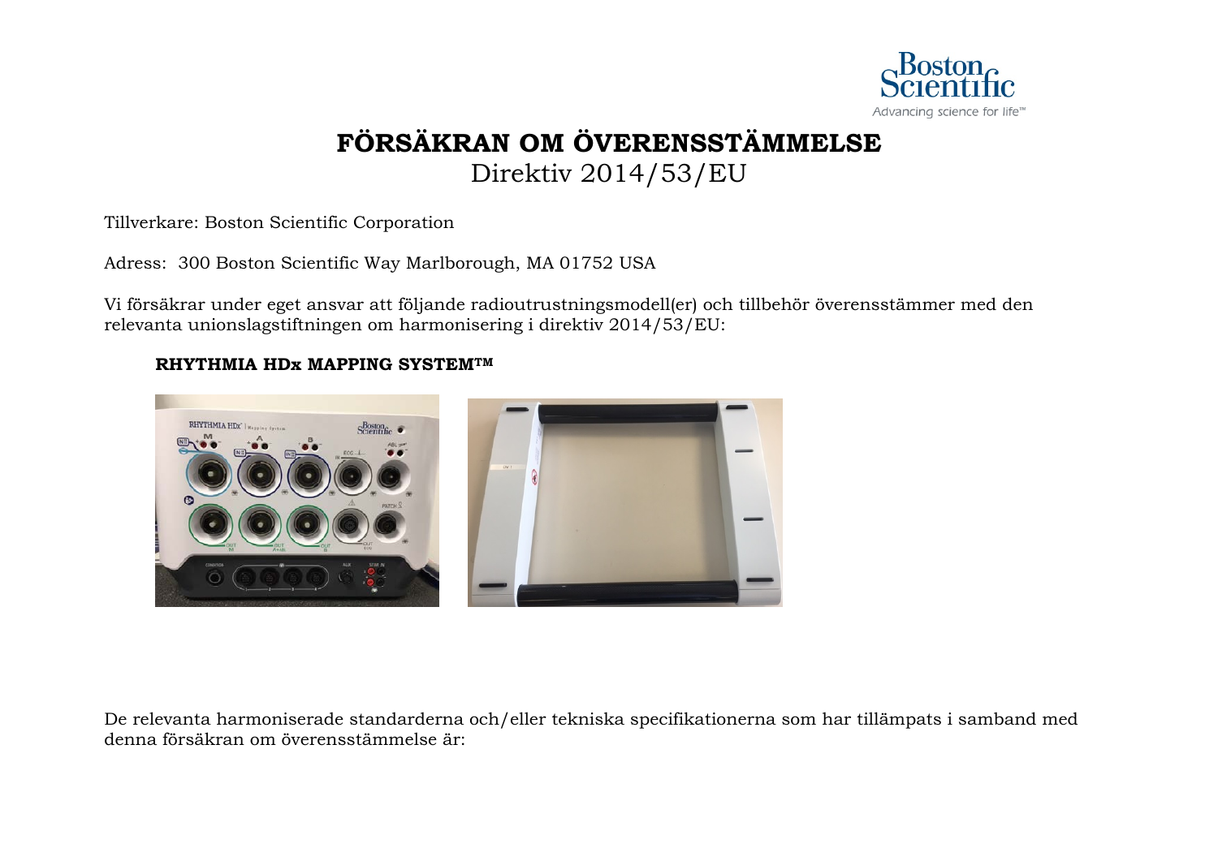# FÖRSÄKRAN OM ÖVERENSSTÄMMELSE

Direktiv 2014/53/EU

Tillverkare: Boston Scientific Corporation

Adress: 300 Boston Scientific Way Marlborough, MA 01752 USA

Vi försäkrar under eget ansvar att följande radioutrustningsmodell(er) och tillbehör överensstämmer med den relevanta unionslagstiftningen om harmonisering i direktiv 2014/53/EU:

**RHYTHMIA HDx MAPPING SYSTEM™**

De relevanta harmoniserade standarderna och/eller tekniska specifikationerna som har tillämpats i samband med denna försäkran om överensstämmelse är: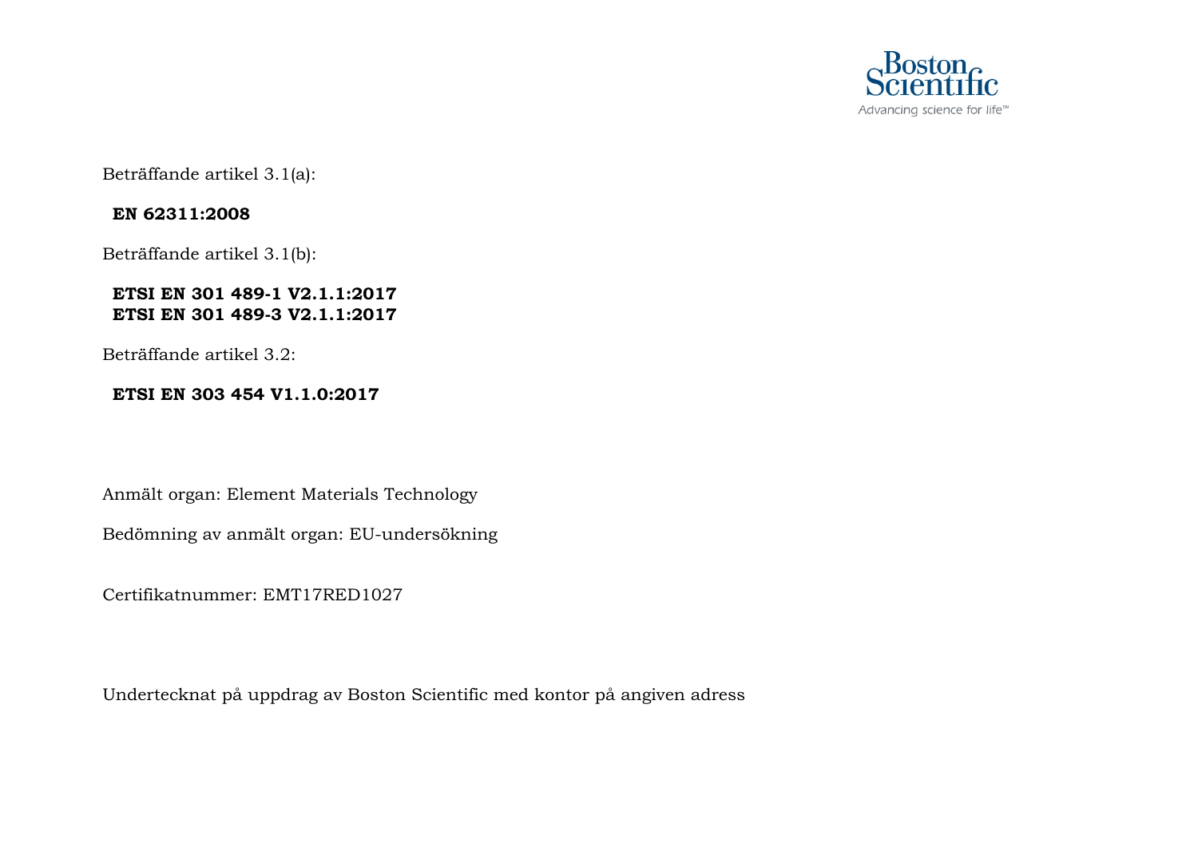Beträffande artikel 3.1(a):

**EN 62311:2008**

Beträffande artikel 3.1(b):

**ETSI EN 301 489-1 V2.1.1:2017**
**ETSI EN 301 489-3 V2.1.1:2017**

Beträffande artikel 3.2:

**ETSI EN 303 454 V1.1.0:2017**

Anmält organ: Element Materials Technology

Bedömning av anmält organ: EU-undersökning

Certifikatnummer: EMT17RED1027

Undertecknat på uppdrag av Boston Scientific med kontor på angiven adress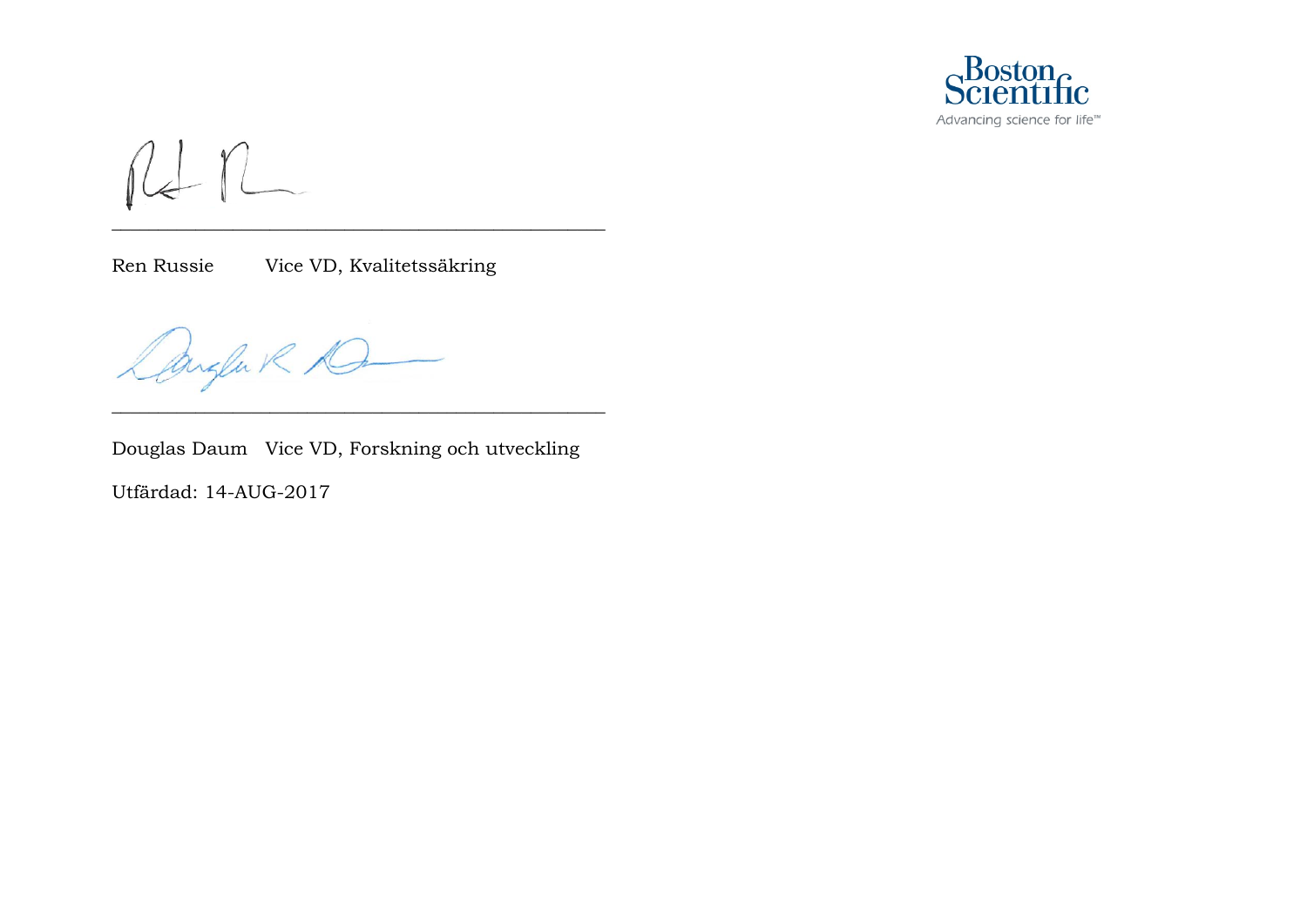Ren Russie Vice VD, Kvalitetssäkring

Douglas Daum Vice VD, Forskning och utveckling

Utfärdad: 14-AUG-2017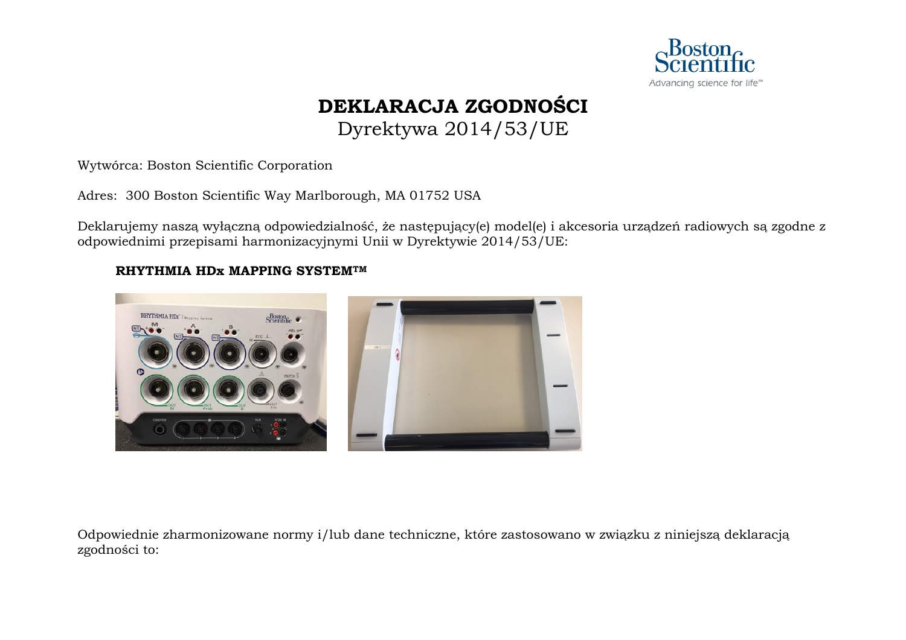# DEKLARACJA ZGODNOŚCI

Dyrektywa 2014/53/UE

Wytwórca: Boston Scientific Corporation

Adres: 300 Boston Scientific Way Marlborough, MA 01752 USA

Deklarujemy naszą wyłączną odpowiedzialność, że następujący(e) model(e) i akcesoria urządzeń radiowych są zgodne z odpowiednimi przepisami harmonizacyjnymi Unii w Dyrektywie 2014/53/UE:

**RHYTHMIA HDx MAPPING SYSTEM™**

Odpowiednie zharmonizowane normy i/lub dane techniczne, które zastosowano w związku z niniejszą deklaracją zgodności to: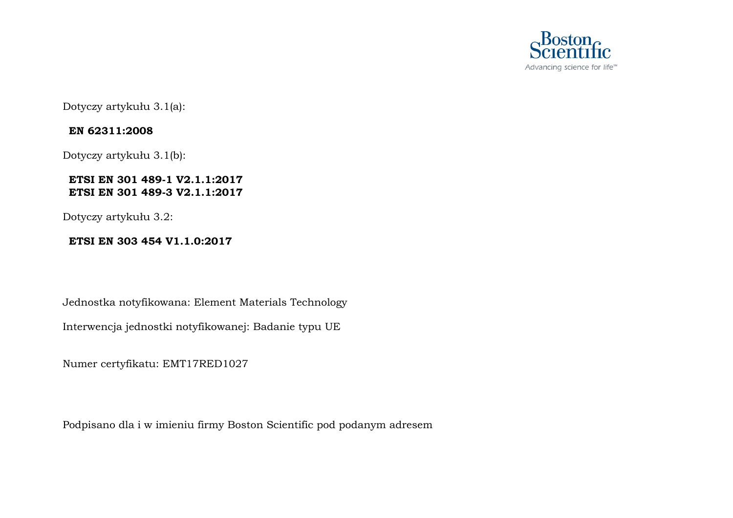Dotyczy artykułu 3.1(a):

**EN 62311:2008**

Dotyczy artykułu 3.1(b):

**ETSI EN 301 489-1 V2.1.1:2017**
**ETSI EN 301 489-3 V2.1.1:2017**

Dotyczy artykułu 3.2:

**ETSI EN 303 454 V1.1.0:2017**

Jednostka notyfikowana: Element Materials Technology

Interwencja jednostki notyfikowanej: Badanie typu UE

Numer certyfikatu: EMT17RED1027

Podpisano dla i w imieniu firmy Boston Scientific pod podanym adresem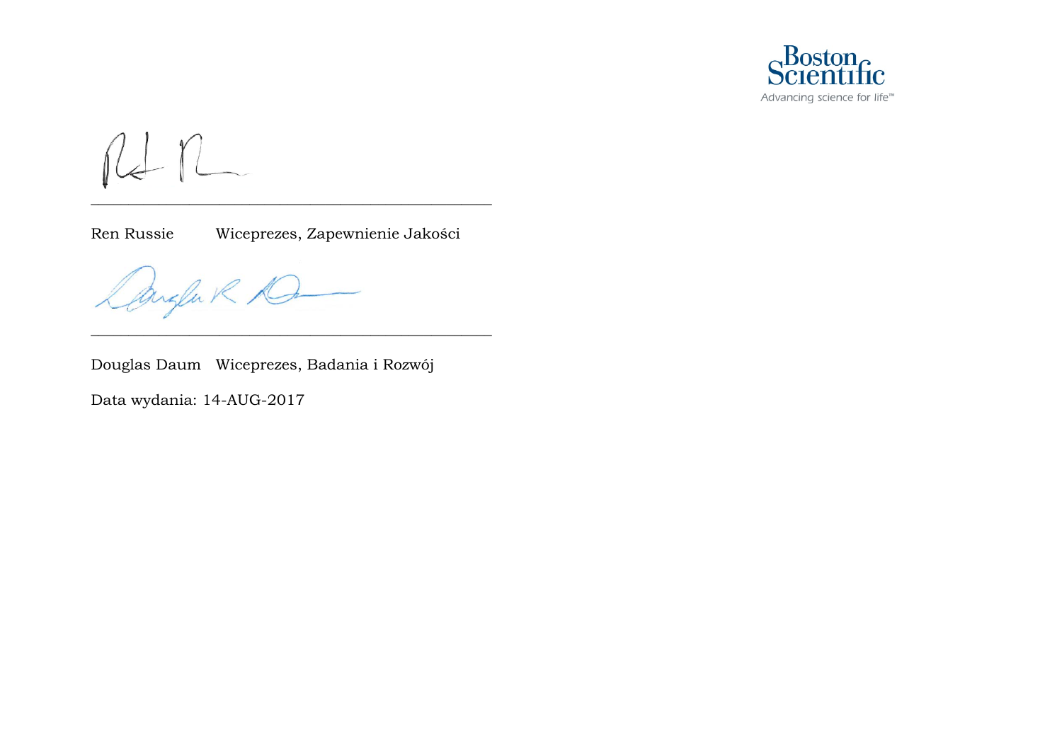Ren Russie Wiceprezes, Zapewnienie Jakości

Douglas Daum Wiceprezes, Badania i Rozwój

Data wydania: 14-AUG-2017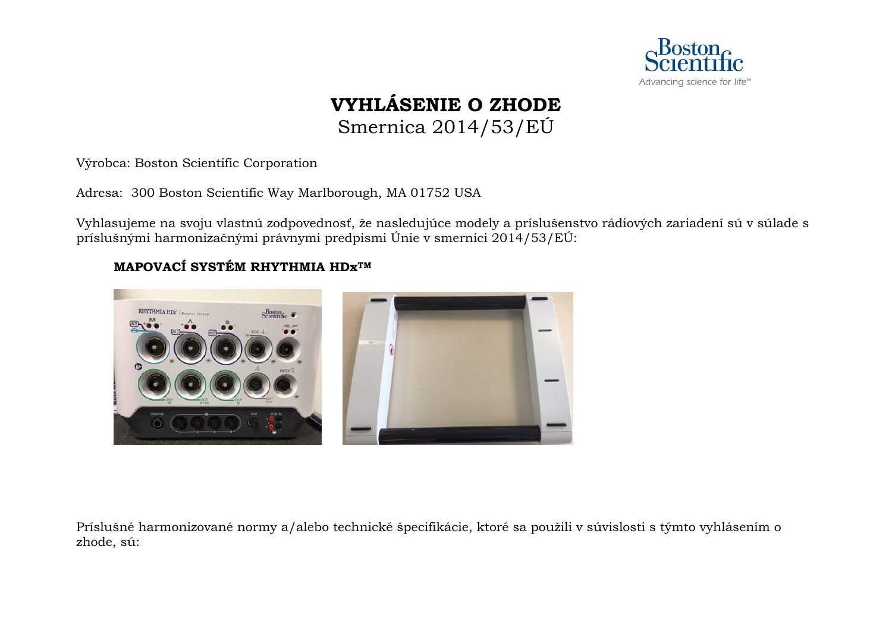# VYHLÁSENIE O ZHODE

Smernica 2014/53/EÚ

Výrobca: Boston Scientific Corporation

Adresa: 300 Boston Scientific Way Marlborough, MA 01752 USA

Vyhlasujeme na svoju vlastnú zodpovednosť, že nasledujúce modely a príslušenstvo rádiových zariadení sú v súlade s príslušnými harmonizačnými právnymi predpismi Únie v smernici 2014/53/EÚ:

**MAPOVACÍ SYSTÉM RHYTHMIA HDx™**

Príslušné harmonizované normy a/alebo technické špecifikácie, ktoré sa použili v súvislosti s týmto vyhlásením o zhode, sú: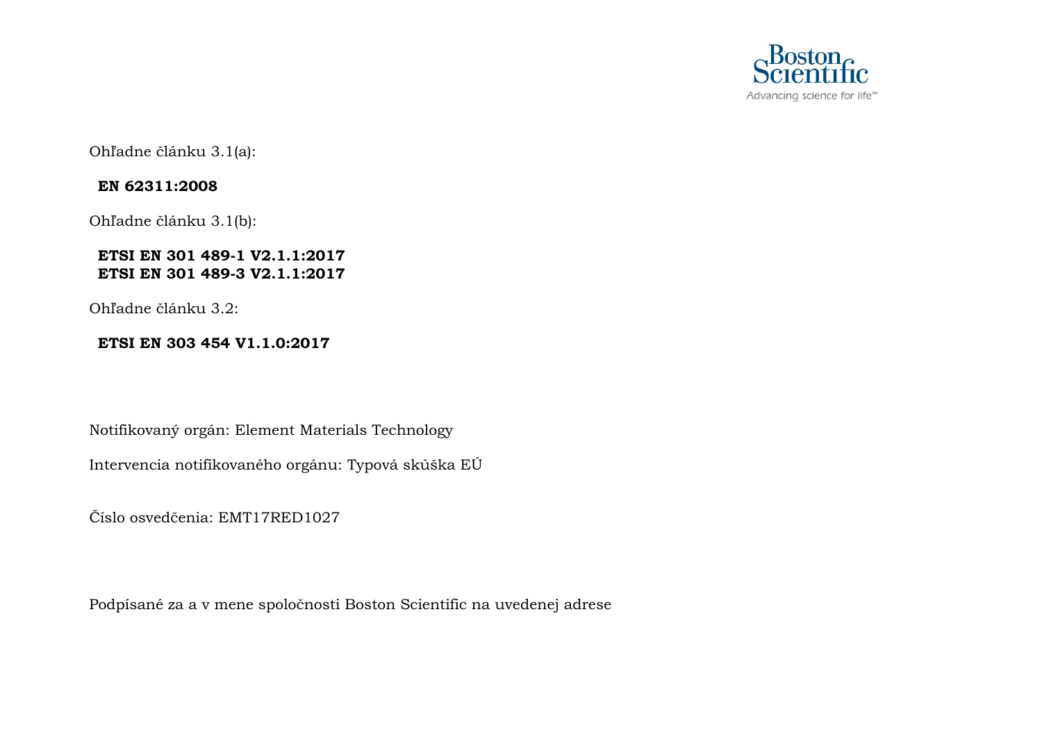Ohľadne článku 3.1(a):

**EN 62311:2008**

Ohľadne článku 3.1(b):

**ETSI EN 301 489-1 V2.1.1:2017**
**ETSI EN 301 489-3 V2.1.1:2017**

Ohľadne článku 3.2:

**ETSI EN 303 454 V1.1.0:2017**

Notifikovaný orgán: Element Materials Technology

Intervencia notifikovaného orgánu: Typová skúška EÚ

Číslo osvedčenia: EMT17RED1027

Podpísané za a v mene spoločnosti Boston Scientific na uvedenej adrese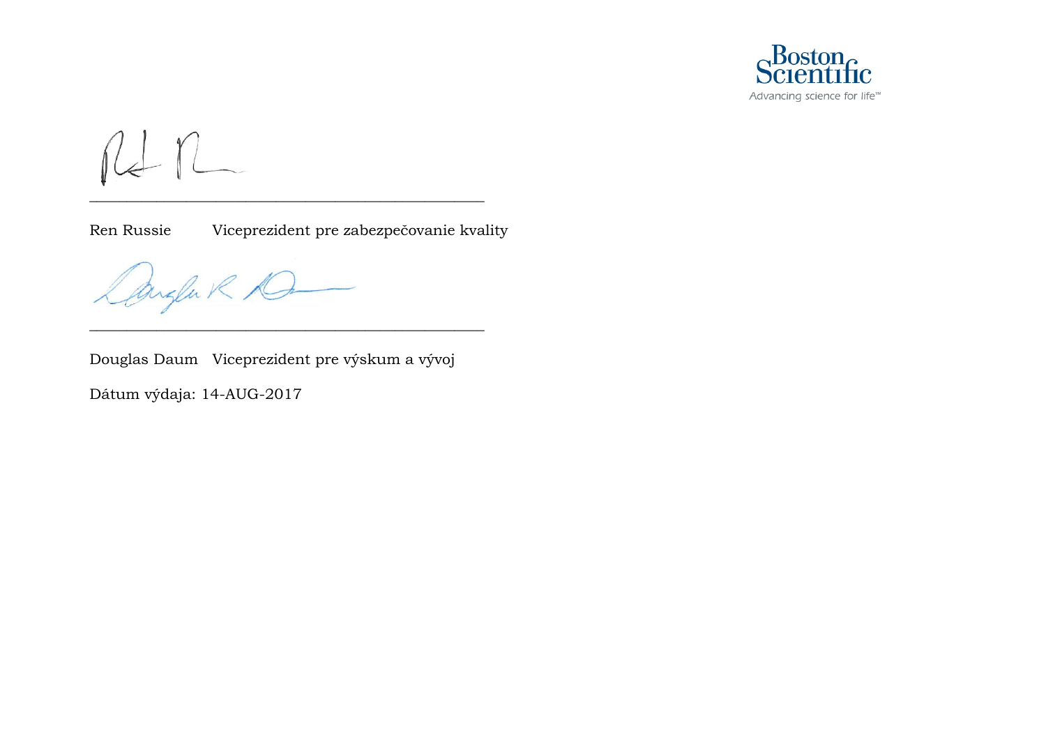Boston Scientific

Advancing science for life™

\_\_\_\_\_\_\_\_\_\_\_\_\_\_\_\_\_\_\_\_\_\_\_\_\_\_\_\_\_\_\_\_\_\_\_\_\_\_\_\_\_\_\_\_\_\_\_\_

Ren Russie Viceprezident pre zabezpečovanie kvality

\_\_\_\_\_\_\_\_\_\_\_\_\_\_\_\_\_\_\_\_\_\_\_\_\_\_\_\_\_\_\_\_\_\_\_\_\_\_\_\_\_\_\_\_\_\_\_\_

Douglas Daum Viceprezident pre výskum a vývoj

Dátum výdaja: 14-AUG-2017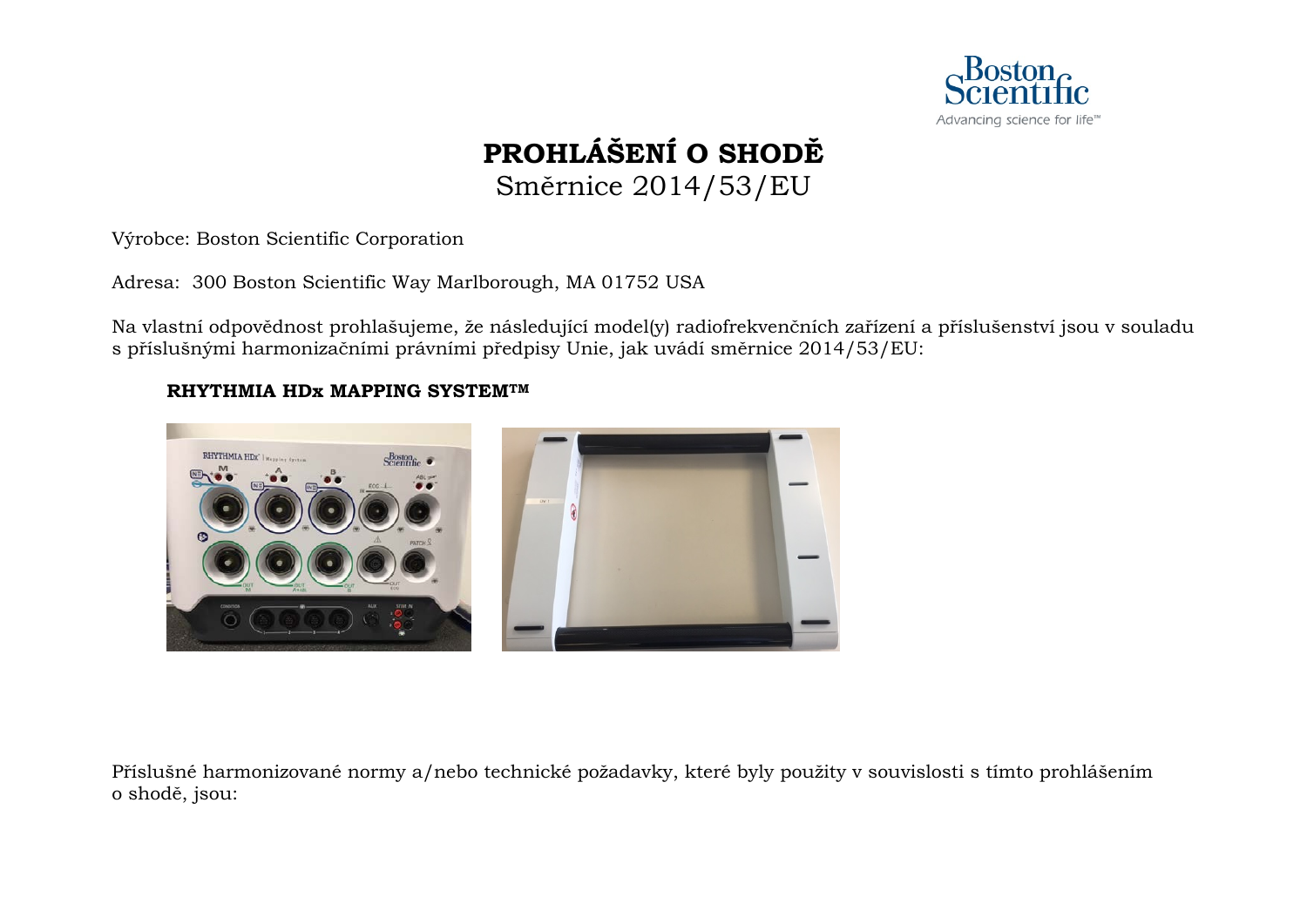# PROHLÁŠENÍ O SHODĚ

Směrnice 2014/53/EU

Výrobce: Boston Scientific Corporation

Adresa: 300 Boston Scientific Way Marlborough, MA 01752 USA

Na vlastní odpovědnost prohlašujeme, že následující model(y) radiofrekvenčních zařízení a příslušenství jsou v souladu s příslušnými harmonizačními právními předpisy Unie, jak uvádí směrnice 2014/53/EU:

**RHYTHMIA HDx MAPPING SYSTEM™**

Příslušné harmonizované normy a/nebo technické požadavky, které byly použity v souvislosti s tímto prohlášením o shodě, jsou: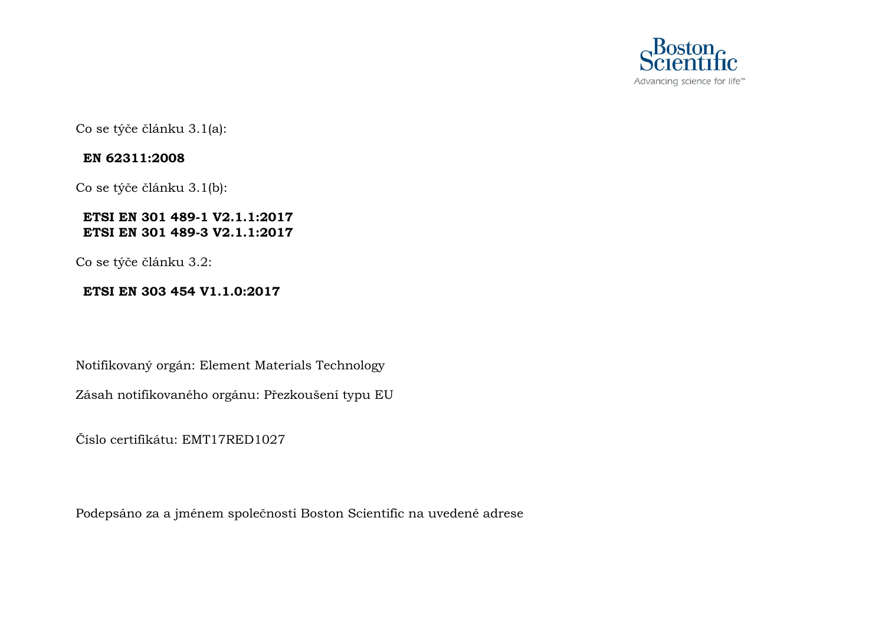Co se týče článku 3.1(a):

**EN 62311:2008**

Co se týče článku 3.1(b):

**ETSI EN 301 489-1 V2.1.1:2017**
**ETSI EN 301 489-3 V2.1.1:2017**

Co se týče článku 3.2:

**ETSI EN 303 454 V1.1.0:2017**

Notifikovaný orgán: Element Materials Technology

Zásah notifikovaného orgánu: Přezkoušení typu EU

Číslo certifikátu: EMT17RED1027

Podepsáno za a jménem společnosti Boston Scientific na uvedené adrese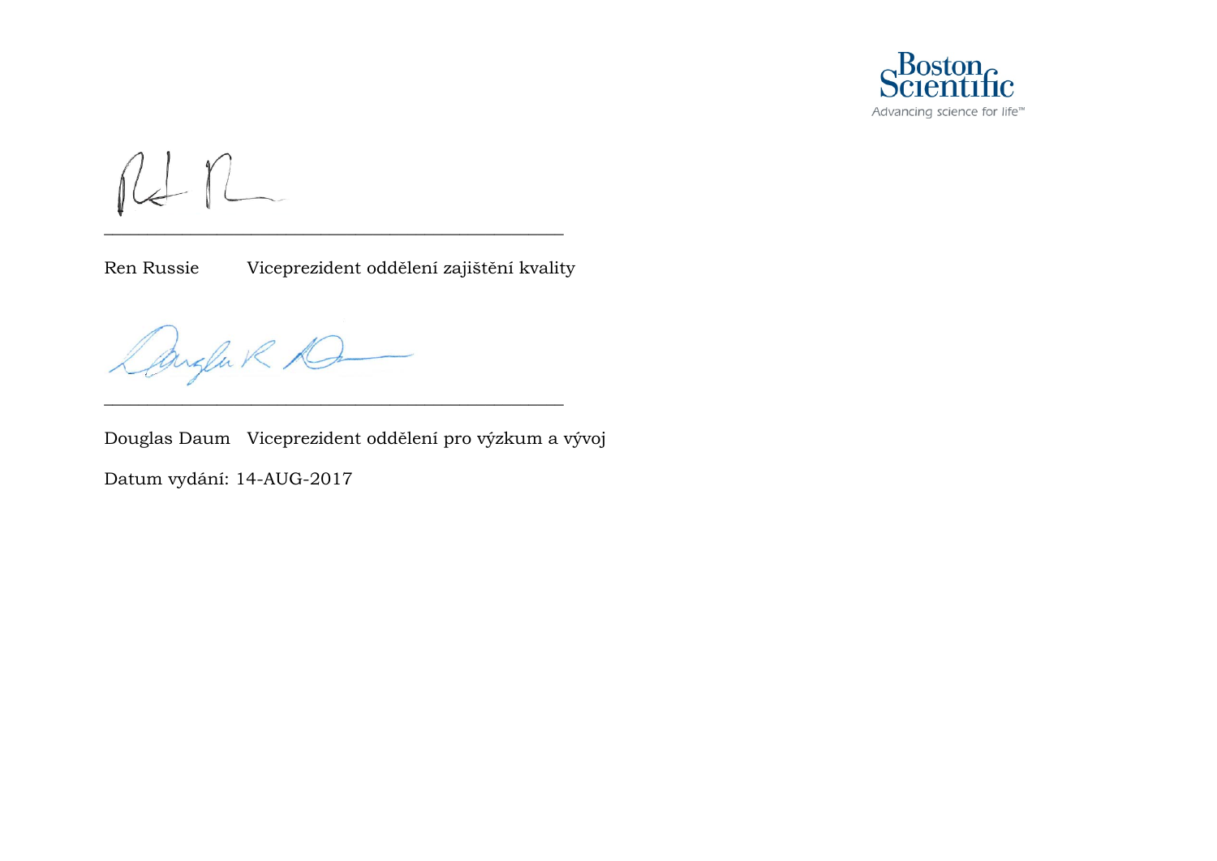Ren Russie Viceprezident oddělení zajištění kvality

Douglas Daum Viceprezident oddělení pro výzkum a vývoj

Datum vydání: 14-AUG-2017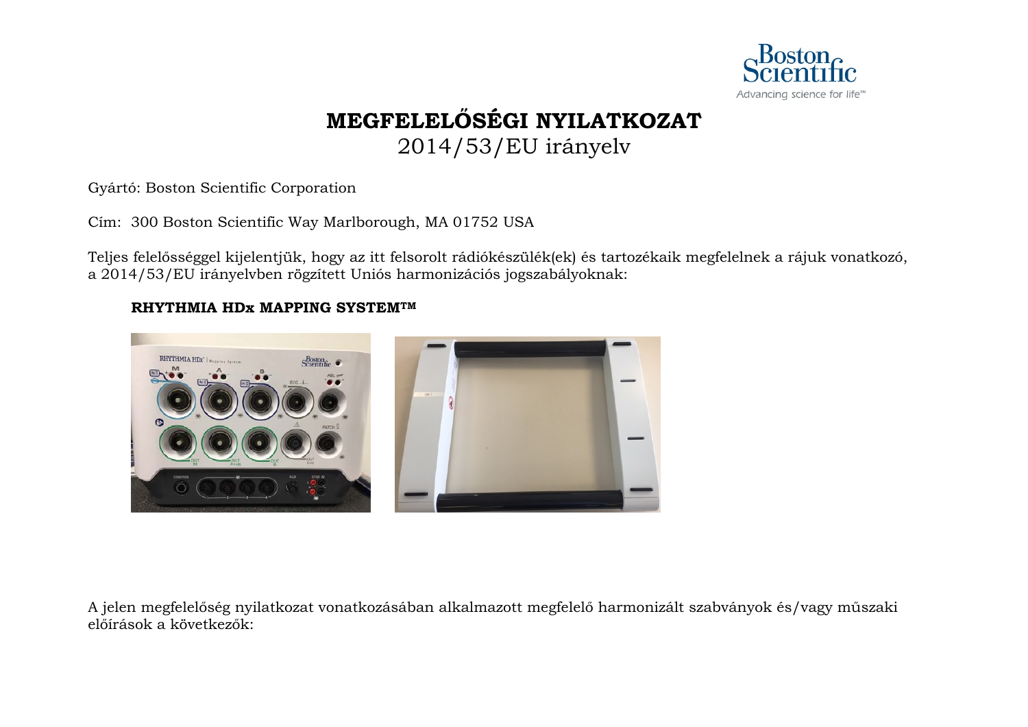# MEGFELELŐSÉGI NYILATKOZAT

2014/53/EU irányelv

Gyártó: Boston Scientific Corporation

Cím: 300 Boston Scientific Way Marlborough, MA 01752 USA

Teljes felelősséggel kijelentjük, hogy az itt felsorolt rádiókészülék(ek) és tartozékaik megfelelnek a rájuk vonatkozó, a 2014/53/EU irányelvben rögzített Uniós harmonizációs jogszabályoknak:

**RHYTHMIA HDx MAPPING SYSTEM™**

A jelen megfelelőség nyilatkozat vonatkozásában alkalmazott megfelelő harmonizált szabványok és/vagy műszaki előírások a következők: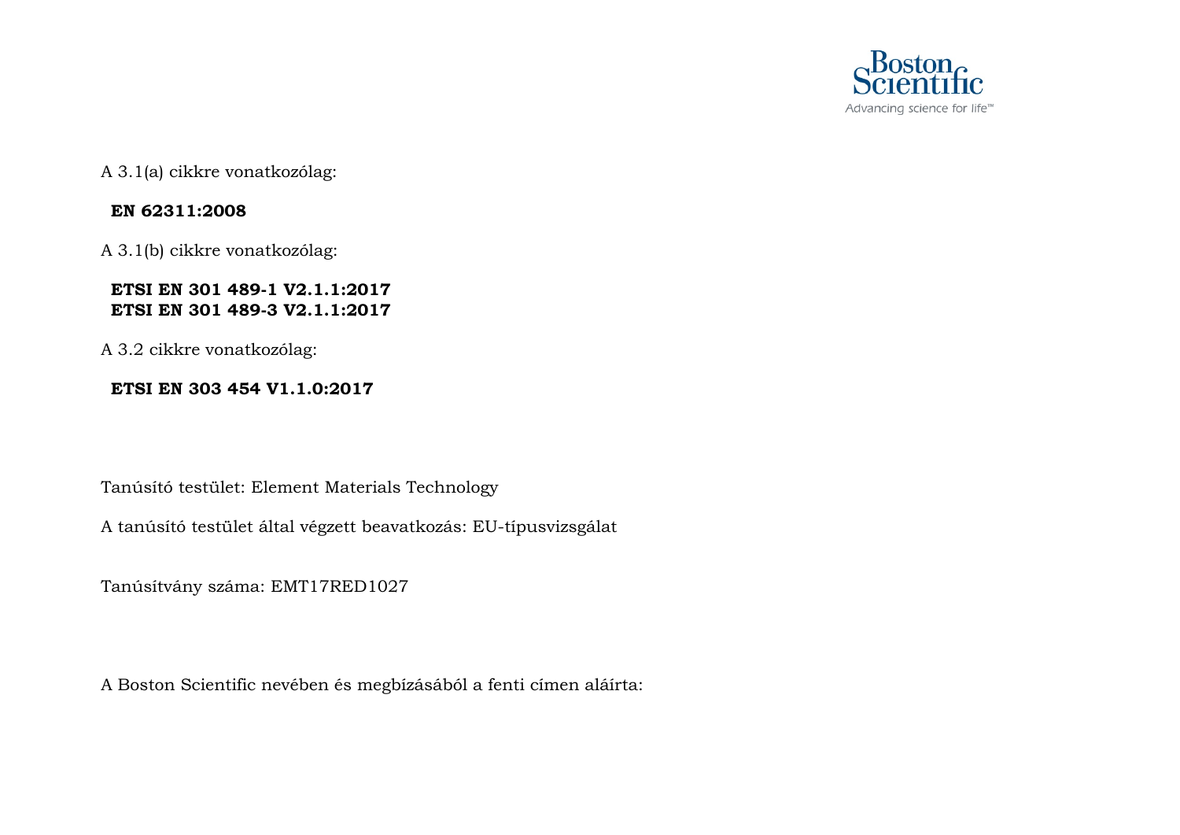A 3.1(a) cikkre vonatkozólag:

**EN 62311:2008**

A 3.1(b) cikkre vonatkozólag:

**ETSI EN 301 489-1 V2.1.1:2017**
**ETSI EN 301 489-3 V2.1.1:2017**

A 3.2 cikkre vonatkozólag:

**ETSI EN 303 454 V1.1.0:2017**

Tanúsító testület: Element Materials Technology

A tanúsító testület által végzett beavatkozás: EU-típusvizsgálat

Tanúsítvány száma: EMT17RED1027

A Boston Scientific nevében és megbízásából a fenti címen aláírta: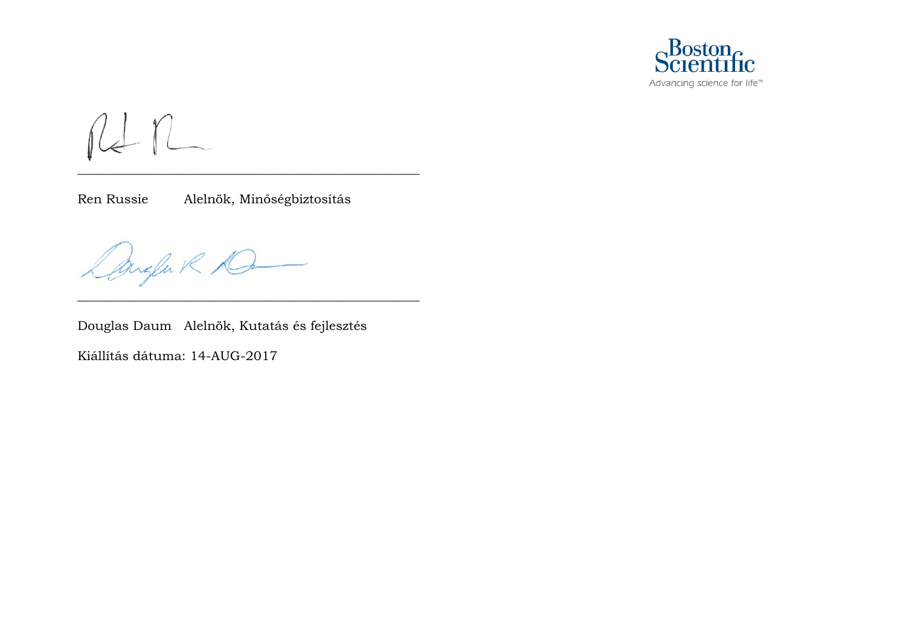Ren Russie Alelnök, Minőségbiztosítás

Douglas Daum Alelnök, Kutatás és fejlesztés

Kiállítás dátuma: 14-AUG-2017